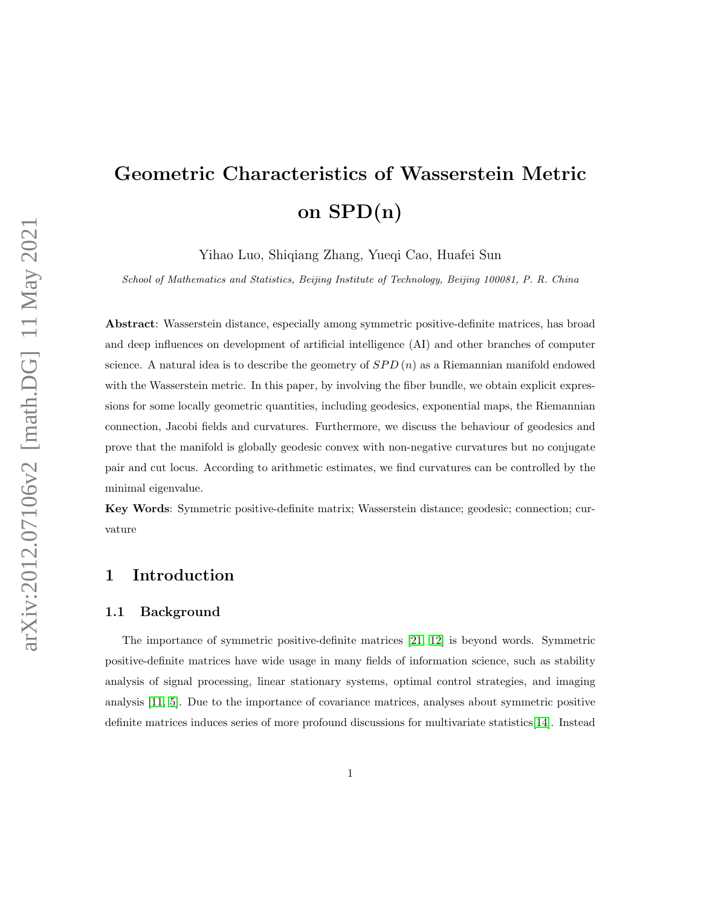# Geometric Characteristics of Wasserstein Metric on SPD(n)

Yihao Luo, Shiqiang Zhang, Yueqi Cao, Huafei Sun

*School of Mathematics and Statistics, Beijing Institute of Technology, Beijing 100081, P. R. China*

**Abstract**: Wasserstein distance, especially among symmetric positive-definite matrices, has broad and deep influences on development of artificial intelligence (AI) and other branches of computer science. A natural idea is to describe the geometry of $SPD(n)$ as a Riemannian manifold endowed with the Wasserstein metric. In this paper, by involving the fiber bundle, we obtain explicit expressions for some locally geometric quantities, including geodesics, exponential maps, the Riemannian connection, Jacobi fields and curvatures. Furthermore, we discuss the behaviour of geodesics and prove that the manifold is globally geodesic convex with non-negative curvatures but no conjugate pair and cut locus. According to arithmetic estimates, we find curvatures can be controlled by the minimal eigenvalue.

**Key Words**: Symmetric positive-definite matrix; Wasserstein distance; geodesic; connection; curvature

## 1 Introduction

### 1.1 Background

The importance of symmetric positive-definite matrices [21, 12] is beyond words. Symmetric positive-definite matrices have wide usage in many fields of information science, such as stability analysis of signal processing, linear stationary systems, optimal control strategies, and imaging analysis [11, 5]. Due to the importance of covariance matrices, analyses about symmetric positive definite matrices induces series of more profound discussions for multivariate statistics[14]. Instead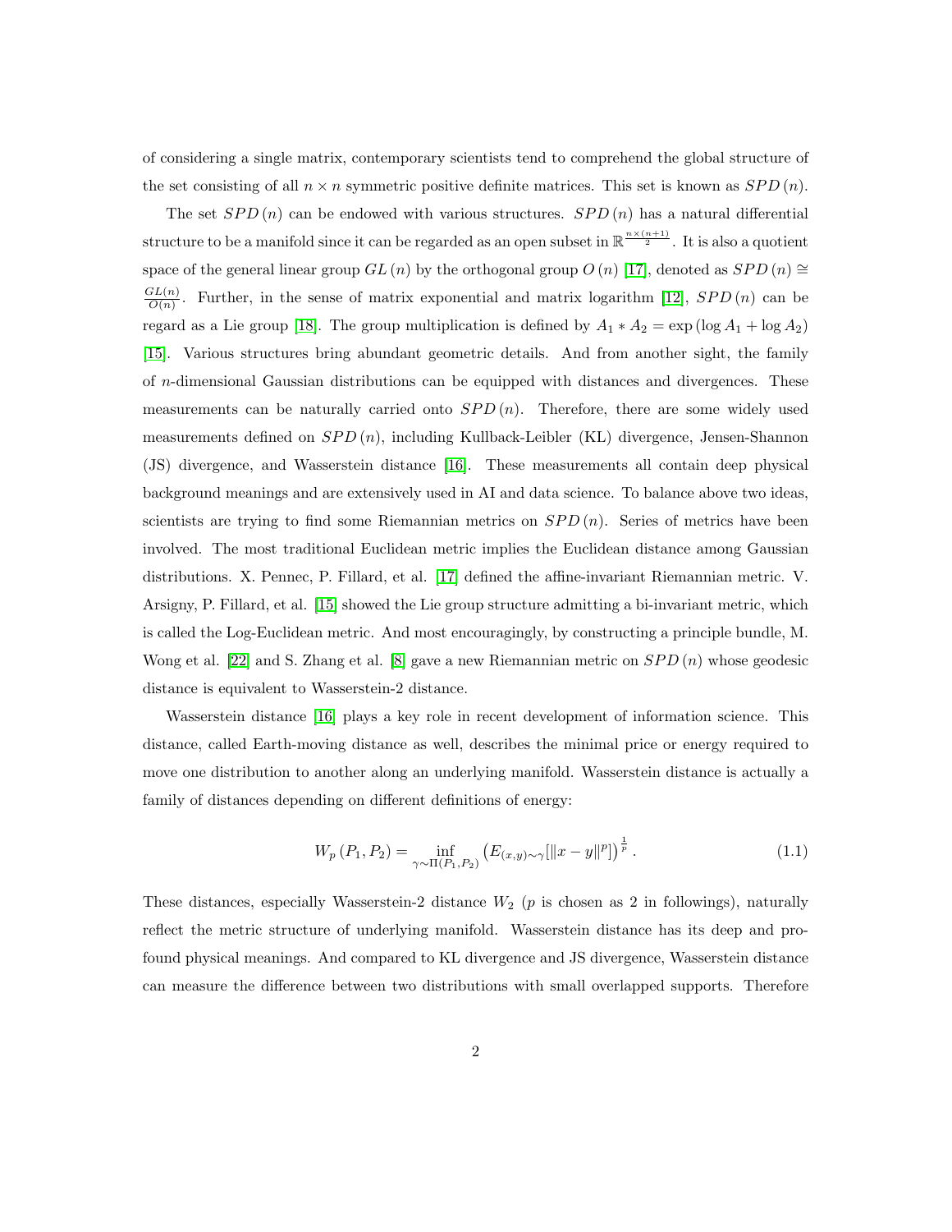of considering a single matrix, contemporary scientists tend to comprehend the global structure of the set consisting of all $n \times n$ symmetric positive definite matrices. This set is known as $SPD(n)$.

The set $SPD(n)$ can be endowed with various structures. $SPD(n)$ has a natural differential structure to be a manifold since it can be regarded as an open subset in $\mathbb{R}^{\frac{n\times(n+1)}{2}}$. It is also a quotient space of the general linear group $GL(n)$ by the orthogonal group $O(n)$ [17], denoted as $SPD(n) \cong \frac{GL(n)}{O(n)}$. Further, in the sense of matrix exponential and matrix logarithm [12], $SPD(n)$ can be regard as a Lie group [18]. The group multiplication is defined by $A_1 * A_2 = \exp(\log A_1 + \log A_2)$ [15]. Various structures bring abundant geometric details. And from another sight, the family of $n$-dimensional Gaussian distributions can be equipped with distances and divergences. These measurements can be naturally carried onto $SPD(n)$. Therefore, there are some widely used measurements defined on $SPD(n)$, including Kullback-Leibler (KL) divergence, Jensen-Shannon (JS) divergence, and Wasserstein distance [16]. These measurements all contain deep physical background meanings and are extensively used in AI and data science. To balance above two ideas, scientists are trying to find some Riemannian metrics on $SPD(n)$. Series of metrics have been involved. The most traditional Euclidean metric implies the Euclidean distance among Gaussian distributions. X. Pennec, P. Fillard, et al. [17] defined the affine-invariant Riemannian metric. V. Arsigny, P. Fillard, et al. [15] showed the Lie group structure admitting a bi-invariant metric, which is called the Log-Euclidean metric. And most encouragingly, by constructing a principle bundle, M. Wong et al. [22] and S. Zhang et al. [8] gave a new Riemannian metric on $SPD(n)$ whose geodesic distance is equivalent to Wasserstein-2 distance.

Wasserstein distance [16] plays a key role in recent development of information science. This distance, called Earth-moving distance as well, describes the minimal price or energy required to move one distribution to another along an underlying manifold. Wasserstein distance is actually a family of distances depending on different definitions of energy:

$$W_p(P_1, P_2) = \inf_{\gamma \sim \Pi(P_1,P_2)} \left( E_{(x,y)\sim\gamma}[\|x-y\|^p] \right)^{\frac{1}{p}}. \tag{1.1}$$

These distances, especially Wasserstein-2 distance $W_2$ ($p$ is chosen as 2 in followings), naturally reflect the metric structure of underlying manifold. Wasserstein distance has its deep and profound physical meanings. And compared to KL divergence and JS divergence, Wasserstein distance can measure the difference between two distributions with small overlapped supports. Therefore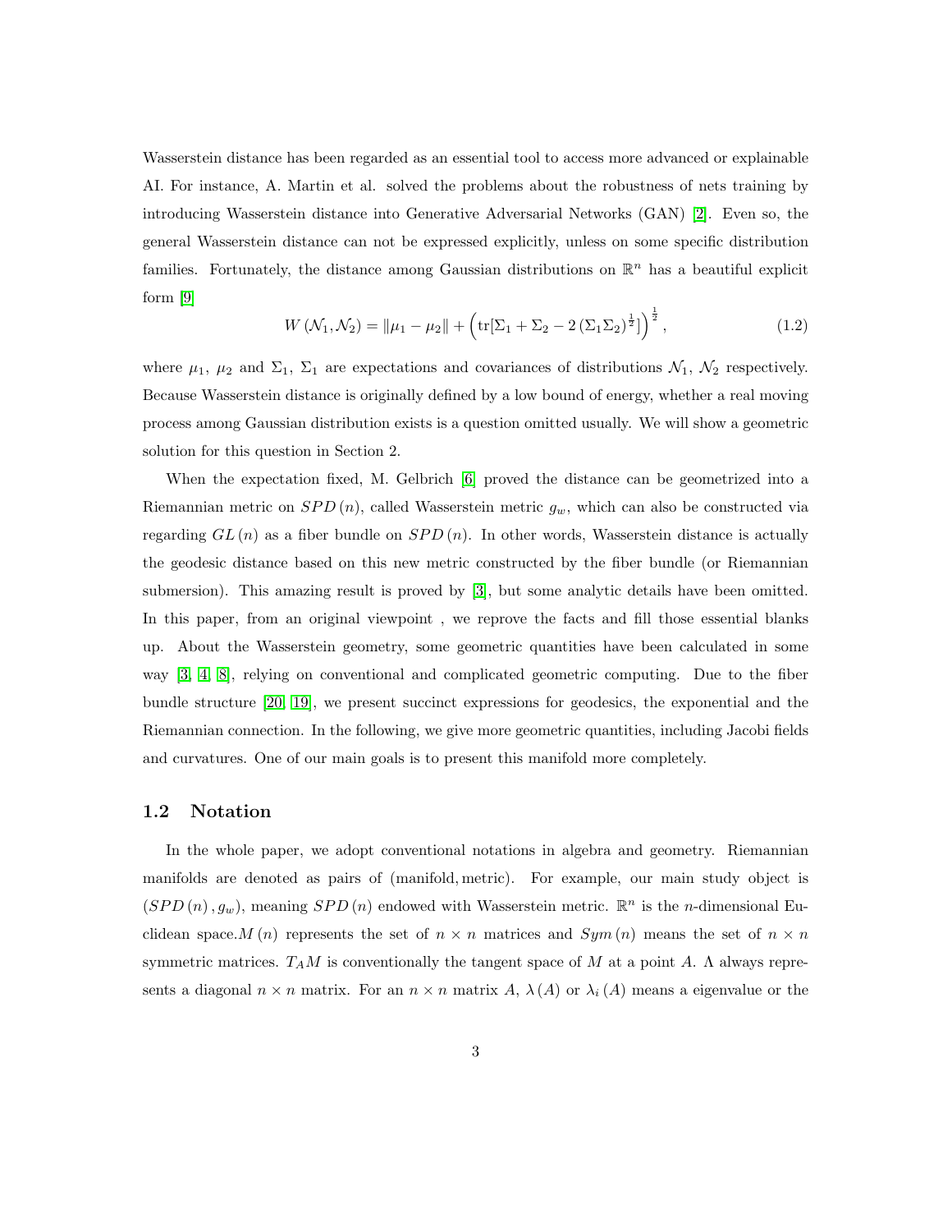Wasserstein distance has been regarded as an essential tool to access more advanced or explainable AI. For instance, A. Martin et al. solved the problems about the robustness of nets training by introducing Wasserstein distance into Generative Adversarial Networks (GAN) [2]. Even so, the general Wasserstein distance can not be expressed explicitly, unless on some specific distribution families. Fortunately, the distance among Gaussian distributions on $\mathbb{R}^n$ has a beautiful explicit form [9]

$$W\left(\mathcal{N}_1, \mathcal{N}_2\right) = \|\mu_1 - \mu_2\| + \left(\operatorname{tr}[\Sigma_1 + \Sigma_2 - 2\left(\Sigma_1 \Sigma_2\right)^{\frac{1}{2}}]\right)^{\frac{1}{2}}, \tag{1.2}$$

where $\mu_1$, $\mu_2$ and $\Sigma_1$, $\Sigma_1$ are expectations and covariances of distributions $\mathcal{N}_1$, $\mathcal{N}_2$ respectively. Because Wasserstein distance is originally defined by a low bound of energy, whether a real moving process among Gaussian distribution exists is a question omitted usually. We will show a geometric solution for this question in Section 2.

When the expectation fixed, M. Gelbrich [6] proved the distance can be geometrized into a Riemannian metric on $SPD\left(n\right)$, called Wasserstein metric $g_w$, which can also be constructed via regarding $GL\left(n\right)$ as a fiber bundle on $SPD\left(n\right)$. In other words, Wasserstein distance is actually the geodesic distance based on this new metric constructed by the fiber bundle (or Riemannian submersion). This amazing result is proved by [3], but some analytic details have been omitted. In this paper, from an original viewpoint , we reprove the facts and fill those essential blanks up. About the Wasserstein geometry, some geometric quantities have been calculated in some way [3, 4, 8], relying on conventional and complicated geometric computing. Due to the fiber bundle structure [20, 19], we present succinct expressions for geodesics, the exponential and the Riemannian connection. In the following, we give more geometric quantities, including Jacobi fields and curvatures. One of our main goals is to present this manifold more completely.

### 1.2 Notation

In the whole paper, we adopt conventional notations in algebra and geometry. Riemannian manifolds are denoted as pairs of (manifold, metric). For example, our main study object is $\left(SPD\left(n\right), g_w\right)$, meaning $SPD\left(n\right)$ endowed with Wasserstein metric. $\mathbb{R}^n$ is the $n$-dimensional Euclidean space.$M\left(n\right)$ represents the set of $n \times n$ matrices and $Sym\left(n\right)$ means the set of $n \times n$ symmetric matrices. $T_A M$ is conventionally the tangent space of $M$ at a point $A$. $\Lambda$ always represents a diagonal $n \times n$ matrix. For an $n \times n$ matrix $A$, $\lambda\left(A\right)$ or $\lambda_i\left(A\right)$ means a eigenvalue or the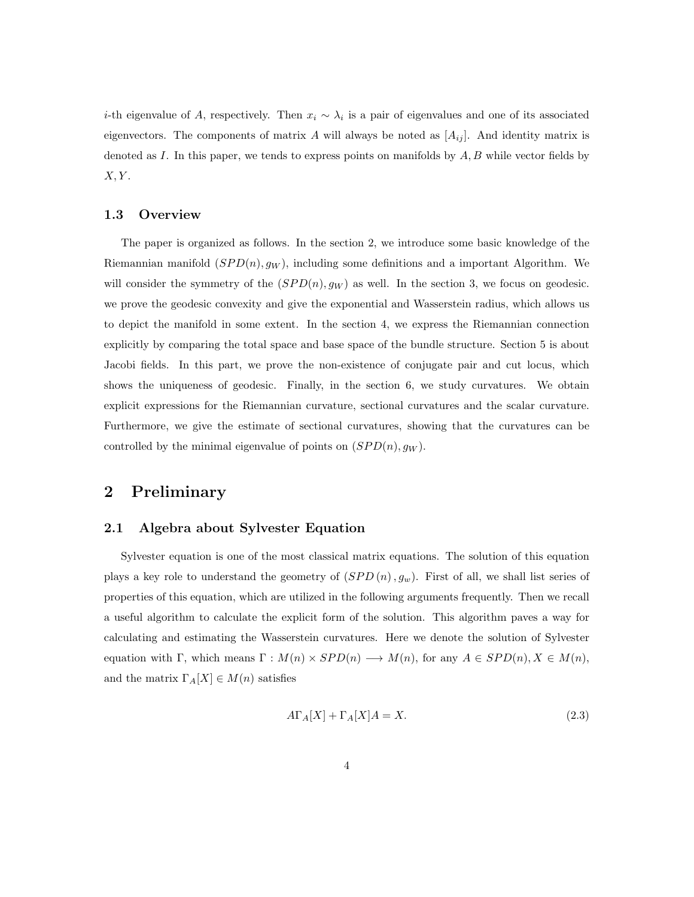$i$-th eigenvalue of $A$, respectively. Then $x_i \sim \lambda_i$ is a pair of eigenvalues and one of its associated eigenvectors. The components of matrix $A$ will always be noted as $[A_{ij}]$. And identity matrix is denoted as $I$. In this paper, we tends to express points on manifolds by $A, B$ while vector fields by $X, Y$.

### 1.3 Overview

The paper is organized as follows. In the section 2, we introduce some basic knowledge of the Riemannian manifold $(SPD(n), g_W)$, including some definitions and a important Algorithm. We will consider the symmetry of the $(SPD(n), g_W)$ as well. In the section 3, we focus on geodesic. we prove the geodesic convexity and give the exponential and Wasserstein radius, which allows us to depict the manifold in some extent. In the section 4, we express the Riemannian connection explicitly by comparing the total space and base space of the bundle structure. Section 5 is about Jacobi fields. In this part, we prove the non-existence of conjugate pair and cut locus, which shows the uniqueness of geodesic. Finally, in the section 6, we study curvatures. We obtain explicit expressions for the Riemannian curvature, sectional curvatures and the scalar curvature. Furthermore, we give the estimate of sectional curvatures, showing that the curvatures can be controlled by the minimal eigenvalue of points on $(SPD(n), g_W)$.

## 2 Preliminary

### 2.1 Algebra about Sylvester Equation

Sylvester equation is one of the most classical matrix equations. The solution of this equation plays a key role to understand the geometry of $(SPD\,(n)\,, g_w)$. First of all, we shall list series of properties of this equation, which are utilized in the following arguments frequently. Then we recall a useful algorithm to calculate the explicit form of the solution. This algorithm paves a way for calculating and estimating the Wasserstein curvatures. Here we denote the solution of Sylvester equation with $\Gamma$, which means $\Gamma : M(n) \times SPD(n) \longrightarrow M(n)$, for any $A \in SPD(n), X \in M(n)$, and the matrix $\Gamma_A[X] \in M(n)$ satisfies

$$A\Gamma_A[X] + \Gamma_A[X]A = X. \tag{2.3}$$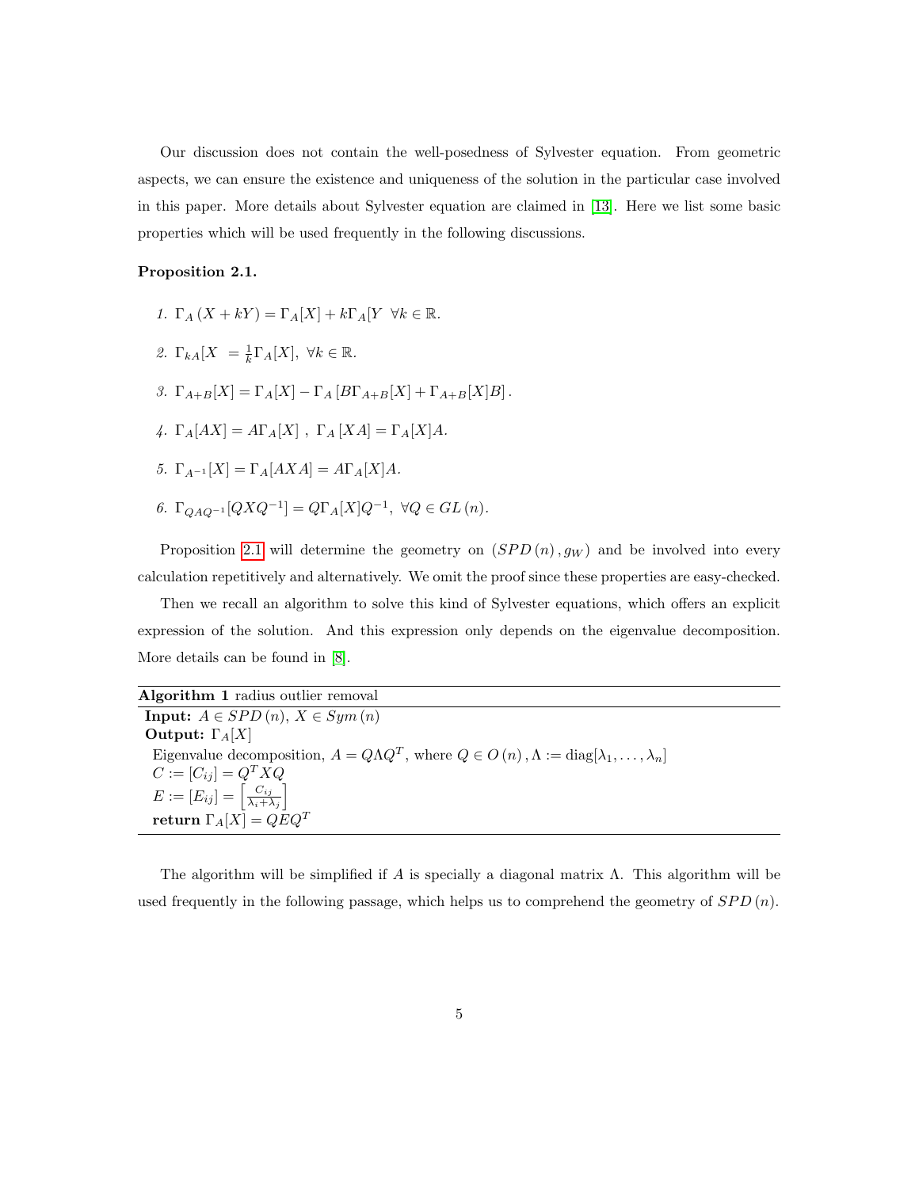Our discussion does not contain the well-posedness of Sylvester equation. From geometric aspects, we can ensure the existence and uniqueness of the solution in the particular case involved in this paper. More details about Sylvester equation are claimed in [13]. Here we list some basic properties which will be used frequently in the following discussions.

**Proposition 2.1.**

1. $\Gamma_A\left(X + kY\right) = \Gamma_A[X] + k\Gamma_A[Y \ \ \forall k \in \mathbb{R}.$
2. $\Gamma_{kA}[X \ = \frac{1}{k}\Gamma_A[X], \ \forall k \in \mathbb{R}.$
3. $\Gamma_{A+B}[X] = \Gamma_A[X] - \Gamma_A\left[B\Gamma_{A+B}[X] + \Gamma_{A+B}[X]B\right].$
4. $\Gamma_A[AX] = A\Gamma_A[X] \ , \ \Gamma_A\left[XA\right] = \Gamma_A[X]A.$
5. $\Gamma_{A^{-1}}[X] = \Gamma_A[AXA] = A\Gamma_A[X]A.$
6. $\Gamma_{QAQ^{-1}}[QXQ^{-1}] = Q\Gamma_A[X]Q^{-1}, \ \forall Q \in GL\left(n\right).$

Proposition 2.1 will determine the geometry on $\left(SPD\left(n\right), g_W\right)$ and be involved into every calculation repetitively and alternatively. We omit the proof since these properties are easy-checked.

Then we recall an algorithm to solve this kind of Sylvester equations, which offers an explicit expression of the solution. And this expression only depends on the eigenvalue decomposition. More details can be found in [8].

---

**Algorithm 1** radius outlier removal

---

**Input:** $A \in SPD\left(n\right)$, $X \in Sym\left(n\right)$
**Output:** $\Gamma_A[X]$
Eigenvalue decomposition, $A = Q\Lambda Q^T$, where $Q \in O\left(n\right), \Lambda := \text{diag}[\lambda_1, \ldots, \lambda_n]$
$C := [C_{ij}] = Q^T X Q$
$E := [E_{ij}] = \left[\frac{C_{ij}}{\lambda_i + \lambda_j}\right]$
**return** $\Gamma_A[X] = QEQ^T$

---

The algorithm will be simplified if $A$ is specially a diagonal matrix $\Lambda$. This algorithm will be used frequently in the following passage, which helps us to comprehend the geometry of $SPD\left(n\right)$.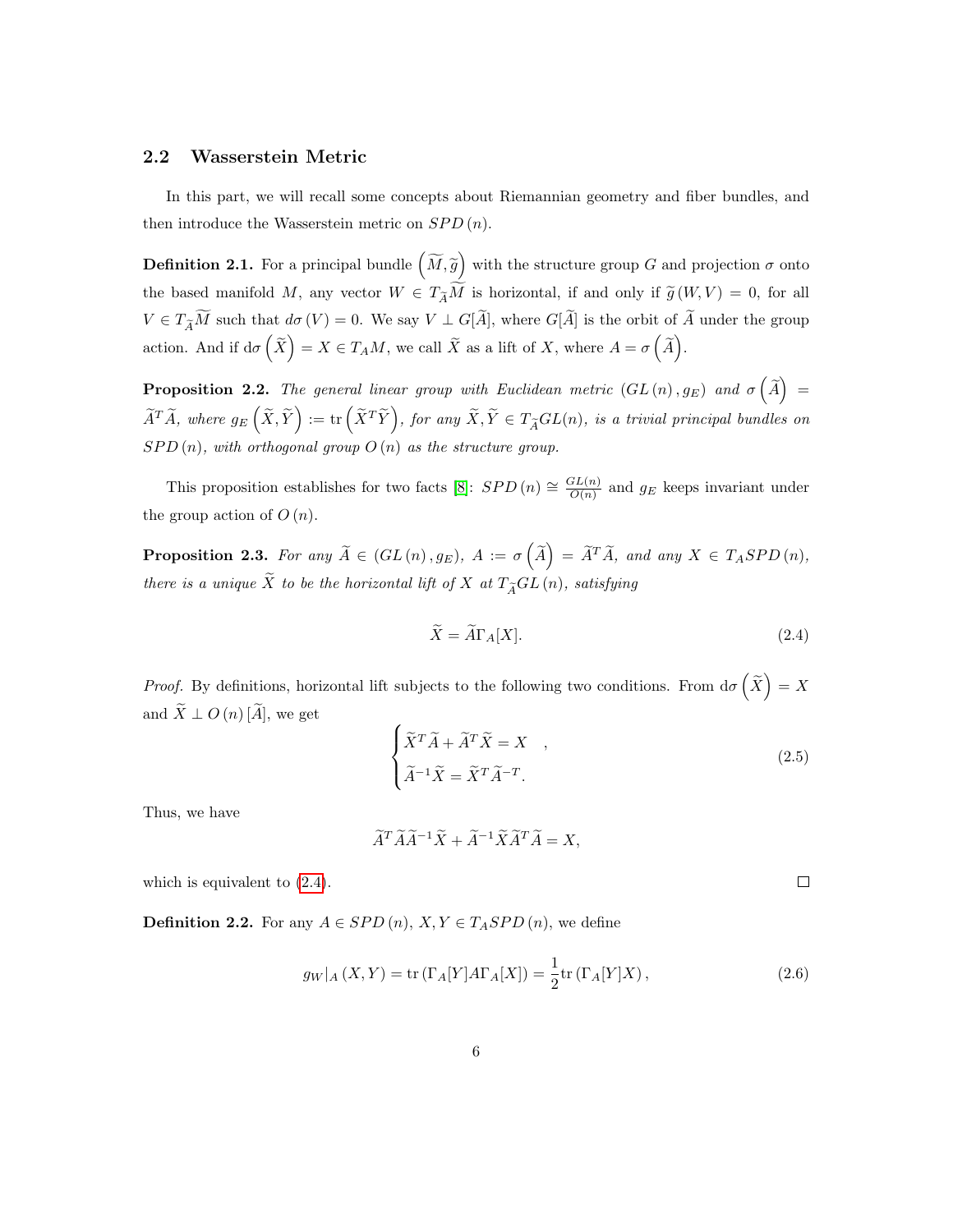## 2.2 Wasserstein Metric

In this part, we will recall some concepts about Riemannian geometry and fiber bundles, and then introduce the Wasserstein metric on $SPD\left(n\right)$.

**Definition 2.1.** For a principal bundle $\left(\widetilde{M},\widetilde{g}\right)$ with the structure group $G$ and projection $\sigma$ onto the based manifold $M$, any vector $W\in T_{\widetilde{A}}\widetilde{M}$ is horizontal, if and only if $\widetilde{g}\left(W,V\right)=0$, for all $V\in T_{\widetilde{A}}\widetilde{M}$ such that $d\sigma\left(V\right)=0$. We say $V\perp G[\widetilde{A}]$, where $G[\widetilde{A}]$ is the orbit of $\widetilde{A}$ under the group action. And if $\mathrm{d}\sigma\left(\widetilde{X}\right)=X\in T_{A}M$, we call $\widetilde{X}$ as a lift of $X$, where $A=\sigma\left(\widetilde{A}\right)$.

**Proposition 2.2.** *The general linear group with Euclidean metric* $\left(GL\left(n\right),g_{E}\right)$ *and* $\sigma\left(\widetilde{A}\right)=\widetilde{A}^{T}\widetilde{A}$*, where* $g_{E}\left(\widetilde{X},\widetilde{Y}\right):=\mathrm{tr}\left(\widetilde{X}^{T}\widetilde{Y}\right)$*, for any* $\widetilde{X},\widetilde{Y}\in T_{\widetilde{A}}GL(n)$*, is a trivial principal bundles on* $SPD\left(n\right)$*, with orthogonal group* $O\left(n\right)$ *as the structure group.*

This proposition establishes for two facts [8]: $SPD\left(n\right)\cong\frac{GL(n)}{O(n)}$ and $g_{E}$ keeps invariant under the group action of $O\left(n\right)$.

**Proposition 2.3.** *For any* $\widetilde{A}\in\left(GL\left(n\right),g_{E}\right)$*,* $A:=\sigma\left(\widetilde{A}\right)=\widetilde{A}^{T}\widetilde{A}$*, and any* $X\in T_{A}SPD\left(n\right)$*, there is a unique* $\widetilde{X}$ *to be the horizontal lift of* $X$ *at* $T_{\widetilde{A}}GL\left(n\right)$*, satisfying*

$$\widetilde{X}=\widetilde{A}\Gamma_{A}[X]. \tag{2.4}$$

*Proof.* By definitions, horizontal lift subjects to the following two conditions. From $\mathrm{d}\sigma\left(\widetilde{X}\right)=X$ and $\widetilde{X}\perp O\left(n\right)[\widetilde{A}]$, we get

$$\begin{cases}\widetilde{X}^{T}\widetilde{A}+\widetilde{A}^{T}\widetilde{X}=X & ,\\ \widetilde{A}^{-1}\widetilde{X}=\widetilde{X}^{T}\widetilde{A}^{-T}.\end{cases} \tag{2.5}$$

Thus, we have

$$\widetilde{A}^{T}\widetilde{A}\widetilde{A}^{-1}\widetilde{X}+\widetilde{A}^{-1}\widetilde{X}\widetilde{A}^{T}\widetilde{A}=X,$$

which is equivalent to (2.4). □

**Definition 2.2.** For any $A\in SPD\left(n\right)$, $X,Y\in T_{A}SPD\left(n\right)$, we define

$$g_{W}|_{A}\left(X,Y\right)=\mathrm{tr}\left(\Gamma_{A}[Y]A\Gamma_{A}[X]\right)=\frac{1}{2}\mathrm{tr}\left(\Gamma_{A}[Y]X\right), \tag{2.6}$$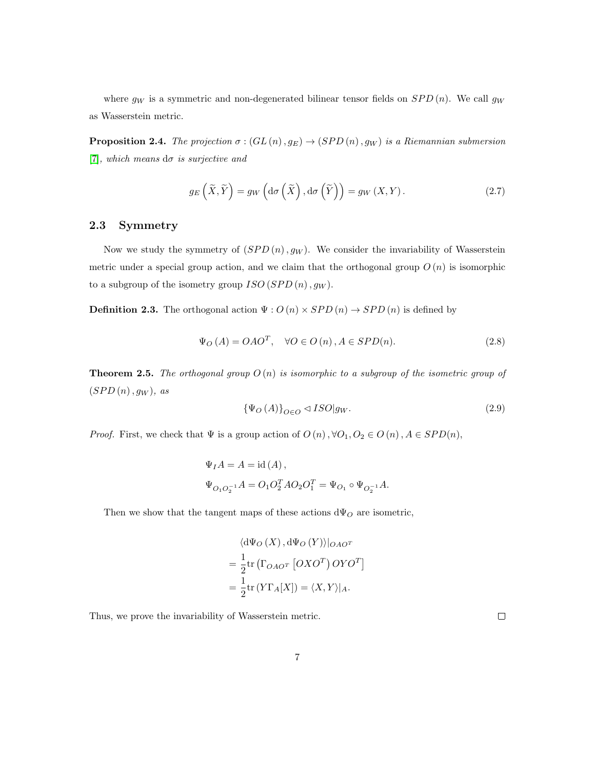where $g_W$ is a symmetric and non-degenerated bilinear tensor fields on $SPD\left(n\right)$. We call $g_W$ as Wasserstein metric.

**Proposition 2.4.** *The projection $\sigma : \left(GL\left(n\right), g_E\right) \to \left(SPD\left(n\right), g_W\right)$ is a Riemannian submersion [7], which means $\mathrm{d}\sigma$ is surjective and*

$$g_E\left(\widetilde{X}, \widetilde{Y}\right) = g_W\left(\mathrm{d}\sigma\left(\widetilde{X}\right), \mathrm{d}\sigma\left(\widetilde{Y}\right)\right) = g_W\left(X, Y\right). \tag{2.7}$$

## 2.3 Symmetry

Now we study the symmetry of $\left(SPD\left(n\right), g_W\right)$. We consider the invariability of Wasserstein metric under a special group action, and we claim that the orthogonal group $O\left(n\right)$ is isomorphic to a subgroup of the isometry group $ISO\left(SPD\left(n\right), g_W\right)$.

**Definition 2.3.** The orthogonal action $\Psi : O\left(n\right) \times SPD\left(n\right) \to SPD\left(n\right)$ is defined by

$$\Psi_O\left(A\right) = OAO^T, \quad \forall O \in O\left(n\right), A \in SPD(n). \tag{2.8}$$

**Theorem 2.5.** *The orthogonal group $O\left(n\right)$ is isomorphic to a subgroup of the isometric group of $\left(SPD\left(n\right), g_W\right)$, as*

$$\left\{\Psi_O\left(A\right)\right\}_{O \in O} \lhd ISO|g_W. \tag{2.9}$$

*Proof.* First, we check that $\Psi$ is a group action of $O\left(n\right), \forall O_1, O_2 \in O\left(n\right), A \in SPD(n)$,

$$\begin{aligned}
&\Psi_I A = A = \mathrm{id}\left(A\right),\\
&\Psi_{O_1 O_2^{-1}} A = O_1 O_2^T A O_2 O_1^T = \Psi_{O_1} \circ \Psi_{O_2^{-1}} A.
\end{aligned}$$

Then we show that the tangent maps of these actions $\mathrm{d}\Psi_O$ are isometric,

$$\begin{aligned}
&\langle \mathrm{d}\Psi_O\left(X\right), \mathrm{d}\Psi_O\left(Y\right)\rangle|_{OAO^T}\\
=\,&\frac{1}{2}\mathrm{tr}\left(\Gamma_{OAO^T}\left[OXO^T\right)OYO^T\right]\\
=\,&\frac{1}{2}\mathrm{tr}\left(Y\Gamma_A[X]\right) = \langle X, Y\rangle|_A.
\end{aligned}$$

Thus, we prove the invariability of Wasserstein metric. $\square$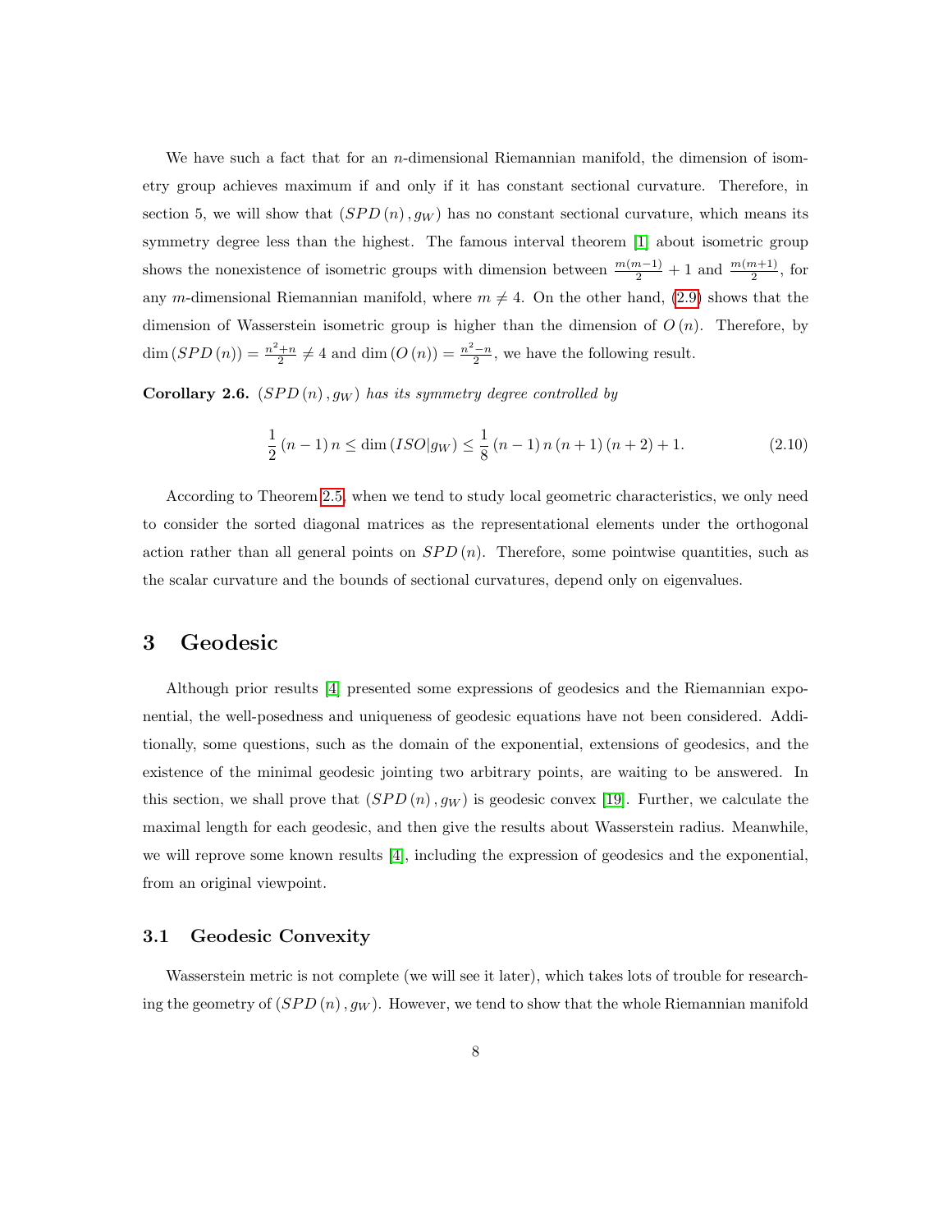We have such a fact that for an $n$-dimensional Riemannian manifold, the dimension of isometry group achieves maximum if and only if it has constant sectional curvature. Therefore, in section 5, we will show that $(SPD(n), g_W)$ has no constant sectional curvature, which means its symmetry degree less than the highest. The famous interval theorem [1] about isometric group shows the nonexistence of isometric groups with dimension between $\frac{m(m-1)}{2}+1$ and $\frac{m(m+1)}{2}$, for any $m$-dimensional Riemannian manifold, where $m \neq 4$. On the other hand, (2.9) shows that the dimension of Wasserstein isometric group is higher than the dimension of $O(n)$. Therefore, by $\dim(SPD(n)) = \frac{n^2+n}{2} \neq 4$ and $\dim(O(n)) = \frac{n^2-n}{2}$, we have the following result.

**Corollary 2.6.** *$(SPD(n), g_W)$ has its symmetry degree controlled by*

$$\frac{1}{2}(n-1)n \leq \dim(ISO|g_W) \leq \frac{1}{8}(n-1)n(n+1)(n+2)+1. \tag{2.10}$$

According to Theorem 2.5, when we tend to study local geometric characteristics, we only need to consider the sorted diagonal matrices as the representational elements under the orthogonal action rather than all general points on $SPD(n)$. Therefore, some pointwise quantities, such as the scalar curvature and the bounds of sectional curvatures, depend only on eigenvalues.

# 3 Geodesic

Although prior results [4] presented some expressions of geodesics and the Riemannian exponential, the well-posedness and uniqueness of geodesic equations have not been considered. Additionally, some questions, such as the domain of the exponential, extensions of geodesics, and the existence of the minimal geodesic jointing two arbitrary points, are waiting to be answered. In this section, we shall prove that $(SPD(n), g_W)$ is geodesic convex [19]. Further, we calculate the maximal length for each geodesic, and then give the results about Wasserstein radius. Meanwhile, we will reprove some known results [4], including the expression of geodesics and the exponential, from an original viewpoint.

## 3.1 Geodesic Convexity

Wasserstein metric is not complete (we will see it later), which takes lots of trouble for researching the geometry of $(SPD(n), g_W)$. However, we tend to show that the whole Riemannian manifold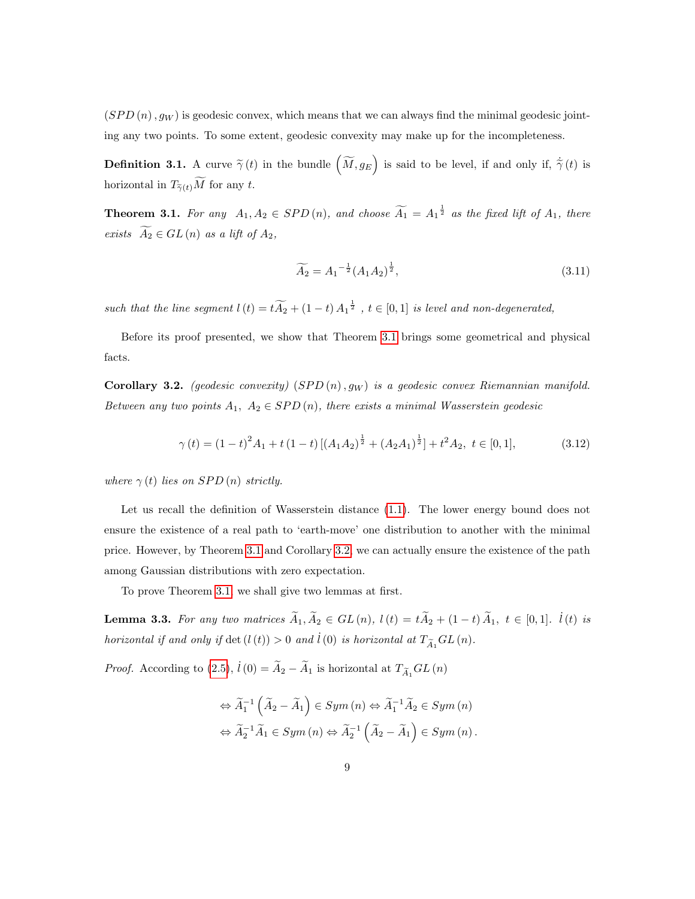$(SPD(n), g_W)$ is geodesic convex, which means that we can always find the minimal geodesic jointing any two points. To some extent, geodesic convexity may make up for the incompleteness.

**Definition 3.1.** A curve $\widetilde{\gamma}(t)$ in the bundle $\left(\widetilde{M}, g_E\right)$ is said to be level, if and only if, $\dot{\widetilde{\gamma}}(t)$ is horizontal in $T_{\widetilde{\gamma}(t)}\widetilde{M}$ for any $t$.

**Theorem 3.1.** *For any $A_1, A_2 \in SPD(n)$, and choose $\widetilde{A_1} = {A_1}^{\frac{1}{2}}$ as the fixed lift of $A_1$, there exists $\widetilde{A_2} \in GL(n)$ as a lift of $A_2$,*

$$\widetilde{A_2} = {A_1}^{-\frac{1}{2}}(A_1 A_2)^{\frac{1}{2}}, \tag{3.11}$$

*such that the line segment $l(t) = t\widetilde{A_2} + (1-t)\,{A_1}^{\frac{1}{2}}$ , $t \in [0,1]$ is level and non-degenerated,*

Before its proof presented, we show that Theorem 3.1 brings some geometrical and physical facts.

**Corollary 3.2.** *(geodesic convexity) $(SPD(n), g_W)$ is a geodesic convex Riemannian manifold. Between any two points $A_1,\ A_2 \in SPD(n)$, there exists a minimal Wasserstein geodesic*

$$\gamma(t) = (1-t)^2 A_1 + t(1-t)\left[(A_1 A_2)^{\frac{1}{2}} + (A_2 A_1)^{\frac{1}{2}}\right] + t^2 A_2,\ t \in [0,1], \tag{3.12}$$

*where $\gamma(t)$ lies on $SPD(n)$ strictly.*

Let us recall the definition of Wasserstein distance (1.1). The lower energy bound does not ensure the existence of a real path to 'earth-move' one distribution to another with the minimal price. However, by Theorem 3.1 and Corollary 3.2, we can actually ensure the existence of the path among Gaussian distributions with zero expectation.

To prove Theorem 3.1, we shall give two lemmas at first.

**Lemma 3.3.** *For any two matrices $\widetilde{A}_1, \widetilde{A}_2 \in GL(n)$, $l(t) = t\widetilde{A}_2 + (1-t)\widetilde{A}_1,\ t \in [0,1]$. $\dot{l}(t)$ is horizontal if and only if $\det(l(t)) > 0$ and $\dot{l}(0)$ is horizontal at $T_{\widetilde{A}_1}GL(n)$.*

*Proof.* According to (2.5), $\dot{l}(0) = \widetilde{A}_2 - \widetilde{A}_1$ is horizontal at $T_{\widetilde{A}_1}GL(n)$

$$\begin{aligned}
&\Leftrightarrow \widetilde{A}_1^{-1}\left(\widetilde{A}_2 - \widetilde{A}_1\right) \in Sym(n) \Leftrightarrow \widetilde{A}_1^{-1}\widetilde{A}_2 \in Sym(n) \\
&\Leftrightarrow \widetilde{A}_2^{-1}\widetilde{A}_1 \in Sym(n) \Leftrightarrow \widetilde{A}_2^{-1}\left(\widetilde{A}_2 - \widetilde{A}_1\right) \in Sym(n).
\end{aligned}$$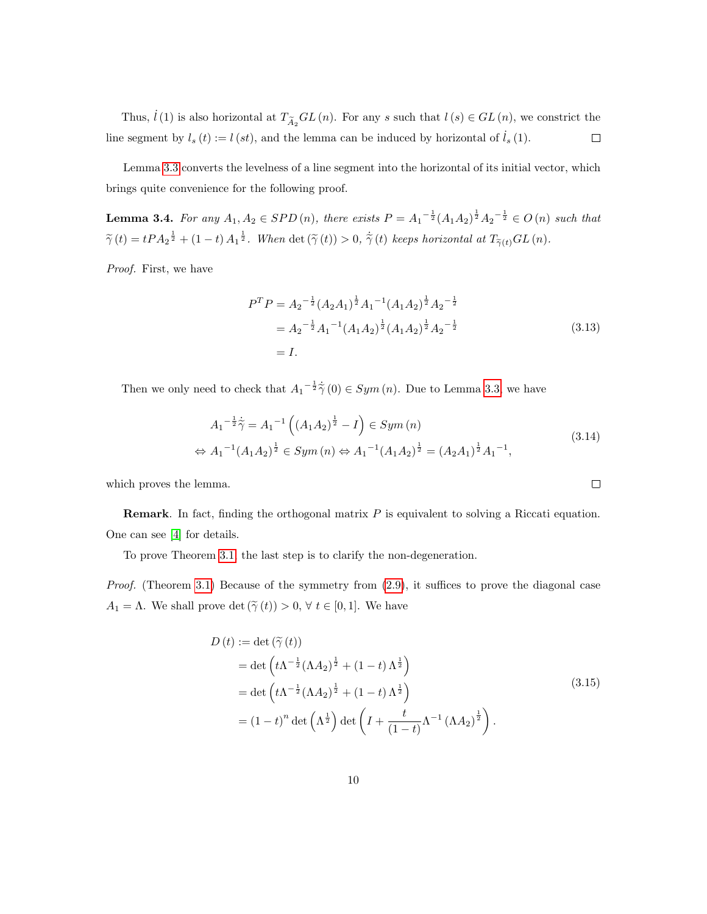Thus, $\dot{l}(1)$ is also horizontal at $T_{\widetilde{A}_2}GL(n)$. For any $s$ such that $l(s) \in GL(n)$, we constrict the line segment by $l_s(t) := l(st)$, and the lemma can be induced by horizontal of $\dot{l}_s(1)$. $\square$

Lemma 3.3 converts the levelness of a line segment into the horizontal of its initial vector, which brings quite convenience for the following proof.

**Lemma 3.4.** *For any $A_1, A_2 \in SPD(n)$, there exists $P = {A_1}^{-\frac{1}{2}}(A_1A_2)^{\frac{1}{2}}{A_2}^{-\frac{1}{2}} \in O(n)$ such that $\widetilde{\gamma}(t) = tP{A_2}^{\frac{1}{2}} + (1-t){A_1}^{\frac{1}{2}}$. When $\det(\widetilde{\gamma}(t)) > 0$, $\dot{\widetilde{\gamma}}(t)$ keeps horizontal at $T_{\widetilde{\gamma}(t)}GL(n)$.*

*Proof.* First, we have

$$
\begin{aligned}
P^TP &= {A_2}^{-\frac{1}{2}}(A_2A_1)^{\frac{1}{2}}{A_1}^{-1}(A_1A_2)^{\frac{1}{2}}{A_2}^{-\frac{1}{2}} \\
&= {A_2}^{-\frac{1}{2}}{A_1}^{-1}(A_1A_2)^{\frac{1}{2}}(A_1A_2)^{\frac{1}{2}}{A_2}^{-\frac{1}{2}} \\
&= I.
\end{aligned}
\tag{3.13}
$$

Then we only need to check that ${A_1}^{-\frac{1}{2}}\dot{\widetilde{\gamma}}(0) \in Sym(n)$. Due to Lemma 3.3, we have

$$
\begin{aligned}
&{A_1}^{-\frac{1}{2}}\dot{\widetilde{\gamma}} = {A_1}^{-1}\left((A_1A_2)^{\frac{1}{2}} - I\right) \in Sym(n) \\
\Leftrightarrow\ &{A_1}^{-1}(A_1A_2)^{\frac{1}{2}} \in Sym(n) \Leftrightarrow {A_1}^{-1}(A_1A_2)^{\frac{1}{2}} = (A_2A_1)^{\frac{1}{2}}{A_1}^{-1},
\end{aligned}
\tag{3.14}
$$

which proves the lemma. $\square$

**Remark**. In fact, finding the orthogonal matrix $P$ is equivalent to solving a Riccati equation. One can see [4] for details.

To prove Theorem 3.1, the last step is to clarify the non-degeneration.

*Proof.* (Theorem 3.1) Because of the symmetry from (2.9), it suffices to prove the diagonal case $A_1 = \Lambda$. We shall prove $\det(\widetilde{\gamma}(t)) > 0$, $\forall\ t \in [0,1]$. We have

$$
\begin{aligned}
D(t) &:= \det(\widetilde{\gamma}(t)) \\
&= \det\left(t\Lambda^{-\frac{1}{2}}(\Lambda A_2)^{\frac{1}{2}} + (1-t)\Lambda^{\frac{1}{2}}\right) \\
&= \det\left(t\Lambda^{-\frac{1}{2}}(\Lambda A_2)^{\frac{1}{2}} + (1-t)\Lambda^{\frac{1}{2}}\right) \\
&= (1-t)^n \det\left(\Lambda^{\frac{1}{2}}\right)\det\left(I + \frac{t}{(1-t)}\Lambda^{-1}(\Lambda A_2)^{\frac{1}{2}}\right).
\end{aligned}
\tag{3.15}
$$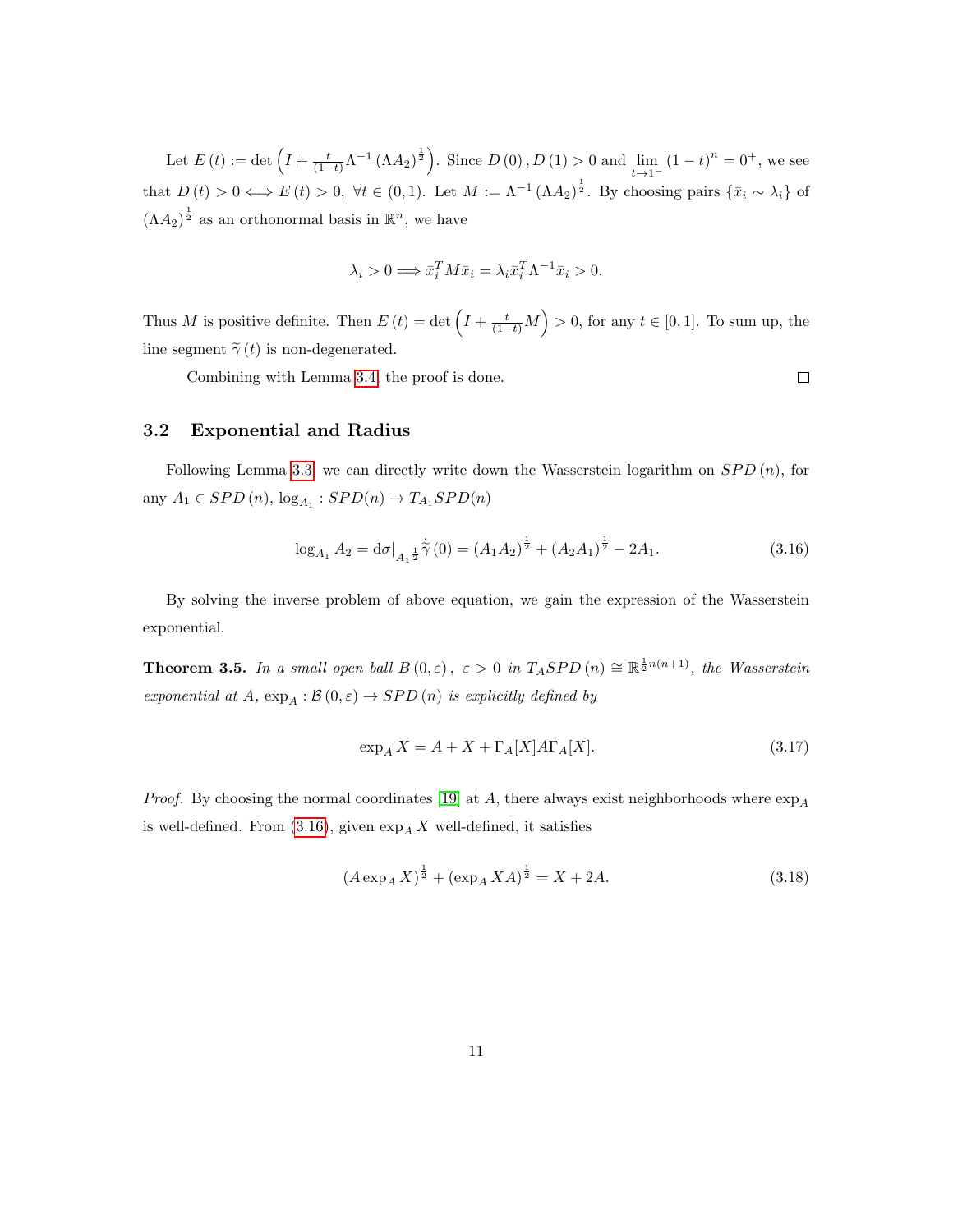Let $E(t) := \det\left(I + \frac{t}{(1-t)}\Lambda^{-1}(\Lambda A_2)^{\frac{1}{2}}\right)$. Since $D(0), D(1) > 0$ and $\lim_{t\to 1^-}(1-t)^n = 0^+$, we see that $D(t) > 0 \Longleftrightarrow E(t) > 0,\ \forall t \in (0,1)$. Let $M := \Lambda^{-1}(\Lambda A_2)^{\frac{1}{2}}$. By choosing pairs $\{\bar{x}_i \sim \lambda_i\}$ of $(\Lambda A_2)^{\frac{1}{2}}$ as an orthonormal basis in $\mathbb{R}^n$, we have

$$\lambda_i > 0 \Longrightarrow \bar{x}_i^T M \bar{x}_i = \lambda_i \bar{x}_i^T \Lambda^{-1} \bar{x}_i > 0.$$

Thus $M$ is positive definite. Then $E(t) = \det\left(I + \frac{t}{(1-t)}M\right) > 0$, for any $t \in [0,1]$. To sum up, the line segment $\widetilde{\gamma}(t)$ is non-degenerated.

Combining with Lemma 3.4, the proof is done. $\square$

### 3.2 Exponential and Radius

Following Lemma 3.3, we can directly write down the Wasserstein logarithm on $SPD(n)$, for any $A_1 \in SPD(n)$, $\log_{A_1} : SPD(n) \to T_{A_1}SPD(n)$

$$\log_{A_1} A_2 = \mathrm{d}\sigma|_{A_1^{\frac{1}{2}}} \dot{\widetilde{\gamma}}(0) = (A_1 A_2)^{\frac{1}{2}} + (A_2 A_1)^{\frac{1}{2}} - 2A_1. \tag{3.16}$$

By solving the inverse problem of above equation, we gain the expression of the Wasserstein exponential.

**Theorem 3.5.** *In a small open ball $B(0,\varepsilon)$, $\varepsilon > 0$ in $T_A SPD(n) \cong \mathbb{R}^{\frac{1}{2}n(n+1)}$, the Wasserstein exponential at $A$, $\exp_A : \mathcal{B}(0,\varepsilon) \to SPD(n)$ is explicitly defined by*

$$\exp_A X = A + X + \Gamma_A[X] A \Gamma_A[X]. \tag{3.17}$$

*Proof.* By choosing the normal coordinates [19] at $A$, there always exist neighborhoods where $\exp_A$ is well-defined. From (3.16), given $\exp_A X$ well-defined, it satisfies

$$(A \exp_A X)^{\frac{1}{2}} + (\exp_A X A)^{\frac{1}{2}} = X + 2A. \tag{3.18}$$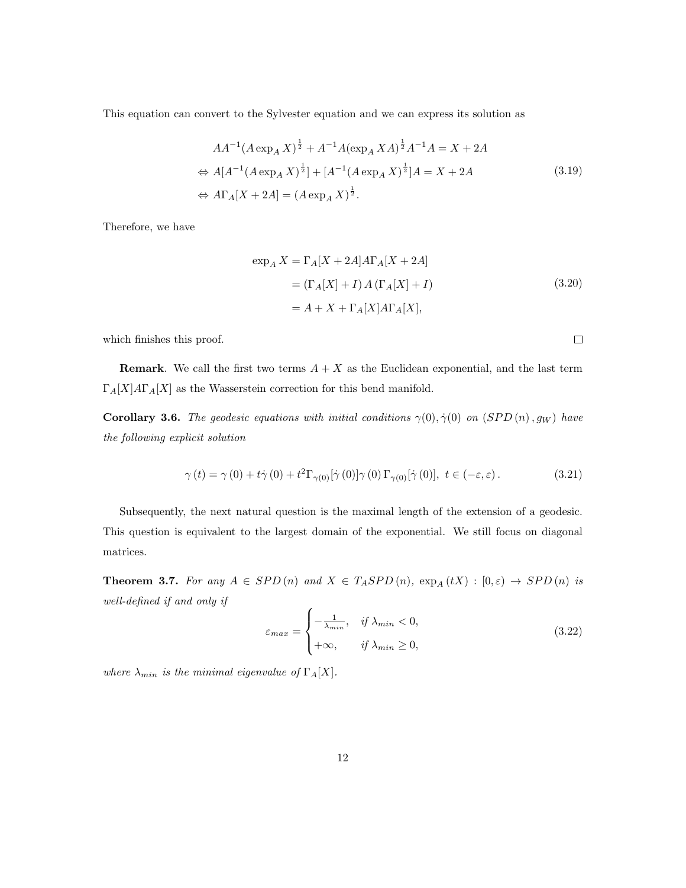This equation can convert to the Sylvester equation and we can express its solution as

$$
\begin{aligned}
& AA^{-1}(A \exp_A X)^{\frac{1}{2}} + A^{-1}A(\exp_A XA)^{\frac{1}{2}}A^{-1}A = X + 2A \\
\Leftrightarrow\ & A[A^{-1}(A \exp_A X)^{\frac{1}{2}}] + [A^{-1}(A \exp_A X)^{\frac{1}{2}}]A = X + 2A \\
\Leftrightarrow\ & A\Gamma_A[X + 2A] = (A \exp_A X)^{\frac{1}{2}}.
\end{aligned}
\tag{3.19}
$$

Therefore, we have

$$
\begin{aligned}
\exp_A X &= \Gamma_A[X + 2A]A\Gamma_A[X + 2A] \\
&= \left(\Gamma_A[X] + I\right) A \left(\Gamma_A[X] + I\right) \\
&= A + X + \Gamma_A[X]A\Gamma_A[X],
\end{aligned}
\tag{3.20}
$$

which finishes this proof. □

**Remark**. We call the first two terms $A + X$ as the Euclidean exponential, and the last term $\Gamma_A[X]A\Gamma_A[X]$ as the Wasserstein correction for this bend manifold.

**Corollary 3.6.** *The geodesic equations with initial conditions $\gamma(0), \dot{\gamma}(0)$ on $(SPD\,(n)\,, g_W)$ have the following explicit solution*

$$
\gamma\,(t) = \gamma\,(0) + t\dot{\gamma}\,(0) + t^2\Gamma_{\gamma(0)}[\dot{\gamma}\,(0)]\gamma\,(0)\,\Gamma_{\gamma(0)}[\dot{\gamma}\,(0)],\ t \in (-\varepsilon, \varepsilon)\,. \tag{3.21}
$$

Subsequently, the next natural question is the maximal length of the extension of a geodesic. This question is equivalent to the largest domain of the exponential. We still focus on diagonal matrices.

**Theorem 3.7.** *For any $A \in SPD\,(n)$ and $X \in T_A SPD\,(n)$, $\exp_A(tX) : [0, \varepsilon) \to SPD\,(n)$ is well-defined if and only if*

$$
\varepsilon_{max} = \begin{cases} -\frac{1}{\lambda_{min}}, & \text{if } \lambda_{min} < 0, \\ +\infty, & \text{if } \lambda_{min} \geq 0, \end{cases} \tag{3.22}
$$

*where $\lambda_{min}$ is the minimal eigenvalue of $\Gamma_A[X]$.*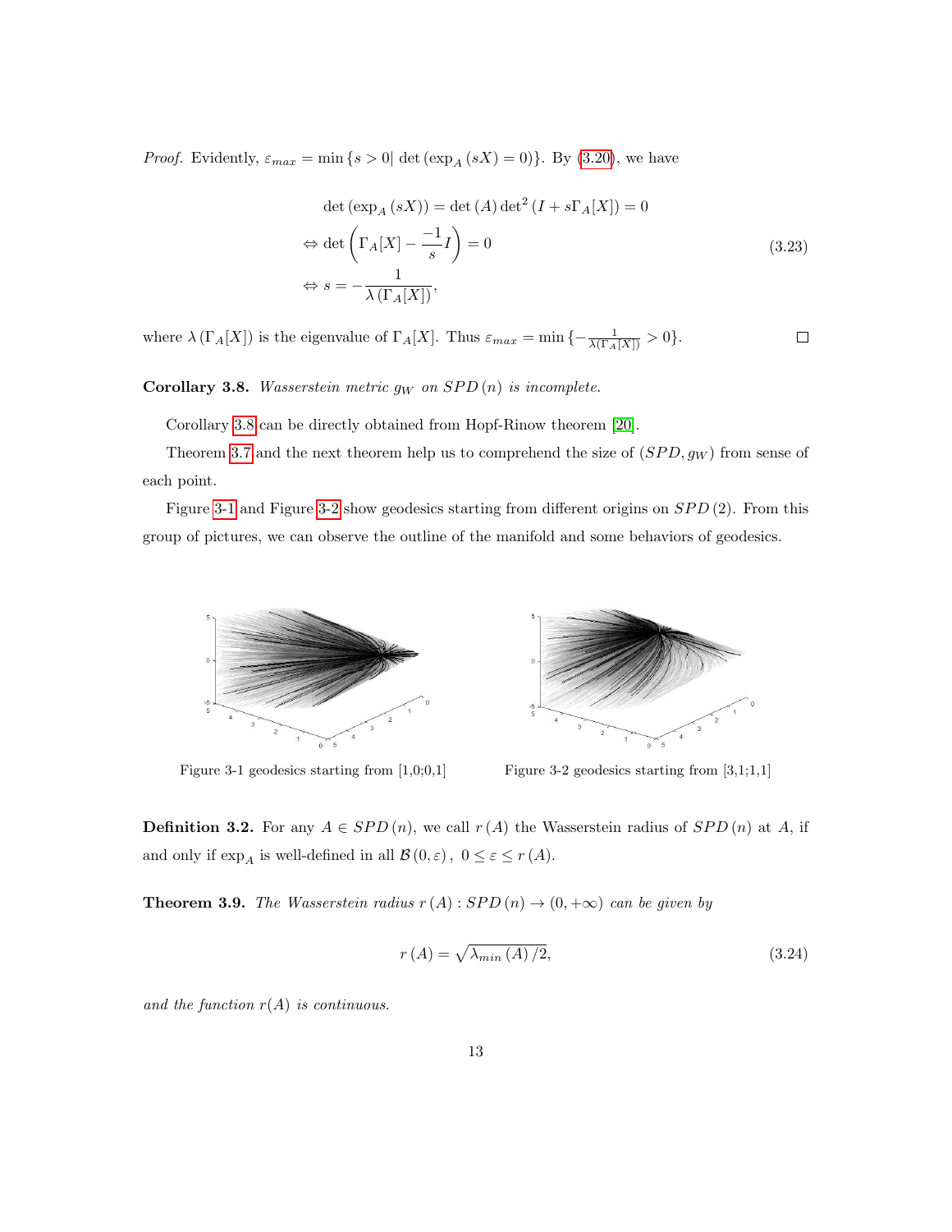*Proof.* Evidently, $\varepsilon_{max} = \min\{s > 0 | \det(\exp_A(sX) = 0)\}$. By (3.20), we have

$$
\begin{aligned}
&\det(\exp_A(sX)) = \det(A)\det^2(I + s\Gamma_A[X]) = 0 \\
\Leftrightarrow\ &\det\left(\Gamma_A[X] - \frac{-1}{s}I\right) = 0 \\
\Leftrightarrow\ &s = -\frac{1}{\lambda(\Gamma_A[X])},
\end{aligned}
\tag{3.23}
$$

where $\lambda(\Gamma_A[X])$ is the eigenvalue of $\Gamma_A[X]$. Thus $\varepsilon_{max} = \min\{-\frac{1}{\lambda(\Gamma_A[X])} > 0\}$. □

**Corollary 3.8.** *Wasserstein metric $g_W$ on $SPD(n)$ is incomplete.*

Corollary 3.8 can be directly obtained from Hopf-Rinow theorem [20].

Theorem 3.7 and the next theorem help us to comprehend the size of $(SPD, g_W)$ from sense of each point.

Figure 3-1 and Figure 3-2 show geodesics starting from different origins on $SPD(2)$. From this group of pictures, we can observe the outline of the manifold and some behaviors of geodesics.

Figure 3-1 geodesics starting from [1,0;0,1]

Figure 3-2 geodesics starting from [3,1;1,1]

**Definition 3.2.** For any $A \in SPD(n)$, we call $r(A)$ the Wasserstein radius of $SPD(n)$ at $A$, if and only if $\exp_A$ is well-defined in all $\mathcal{B}(0, \varepsilon)$, $0 \le \varepsilon \le r(A)$.

**Theorem 3.9.** *The Wasserstein radius $r(A) : SPD(n) \to (0, +\infty)$ can be given by*

$$
r(A) = \sqrt{\lambda_{min}(A)/2},
\tag{3.24}
$$

*and the function $r(A)$ is continuous.*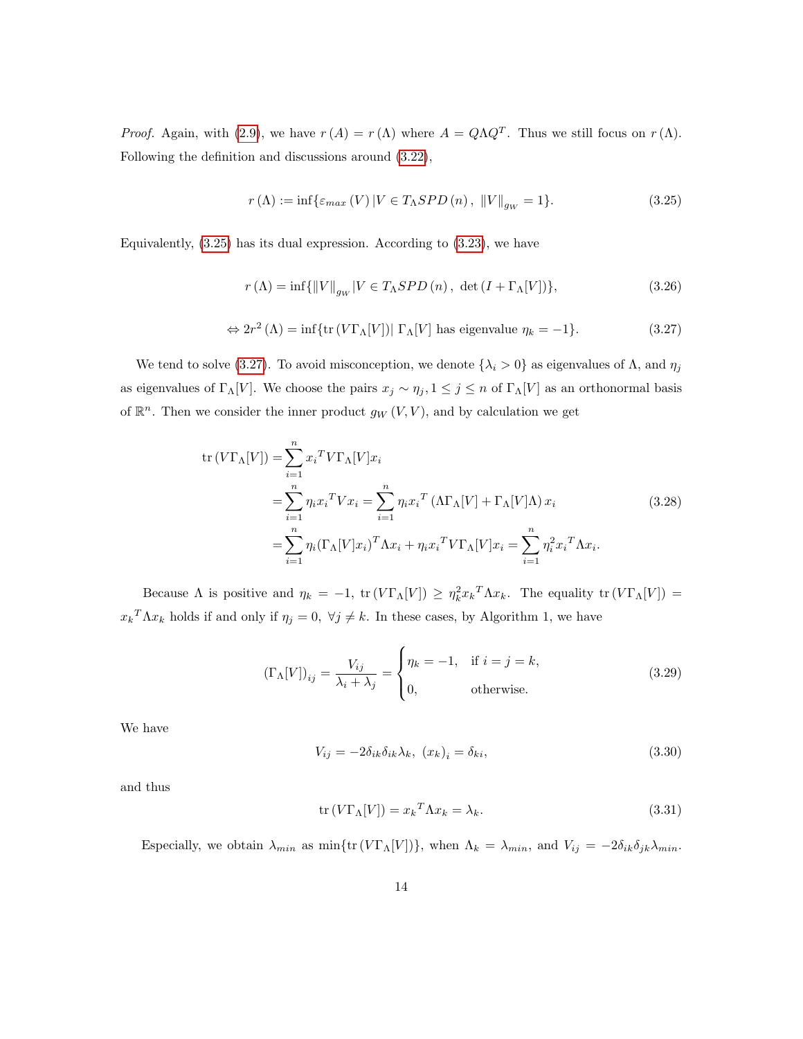*Proof.* Again, with (2.9), we have $r(A) = r(\Lambda)$ where $A = Q\Lambda Q^T$. Thus we still focus on $r(\Lambda)$. Following the definition and discussions around (3.22),

$$r(\Lambda) := \inf\{\varepsilon_{max}(V) \,|V \in T_\Lambda SPD(n),\ \|V\|_{g_W} = 1\}. \tag{3.25}$$

Equivalently, (3.25) has its dual expression. According to (3.23), we have

$$r(\Lambda) = \inf\{\|V\|_{g_W} |V \in T_\Lambda SPD(n),\ \det(I + \Gamma_\Lambda[V])\}, \tag{3.26}$$

$$\Leftrightarrow 2r^2(\Lambda) = \inf\{\mathrm{tr}(V\Gamma_\Lambda[V])|\ \Gamma_\Lambda[V] \text{ has eigenvalue } \eta_k = -1\}. \tag{3.27}$$

We tend to solve (3.27). To avoid misconception, we denote $\{\lambda_i > 0\}$ as eigenvalues of $\Lambda$, and $\eta_j$ as eigenvalues of $\Gamma_\Lambda[V]$. We choose the pairs $x_j \sim \eta_j, 1 \le j \le n$ of $\Gamma_\Lambda[V]$ as an orthonormal basis of $\mathbb{R}^n$. Then we consider the inner product $g_W(V, V)$, and by calculation we get

$$\begin{aligned}
\mathrm{tr}(V\Gamma_\Lambda[V]) &= \sum_{i=1}^{n} {x_i}^T V\Gamma_\Lambda[V]x_i \\
&= \sum_{i=1}^{n} \eta_i {x_i}^T V x_i = \sum_{i=1}^{n} \eta_i {x_i}^T (\Lambda\Gamma_\Lambda[V] + \Gamma_\Lambda[V]\Lambda)\, x_i \\
&= \sum_{i=1}^{n} \eta_i (\Gamma_\Lambda[V]x_i)^T \Lambda x_i + \eta_i {x_i}^T V\Gamma_\Lambda[V]x_i = \sum_{i=1}^{n} \eta_i^2 {x_i}^T \Lambda x_i.
\end{aligned} \tag{3.28}$$

Because $\Lambda$ is positive and $\eta_k = -1$, $\mathrm{tr}(V\Gamma_\Lambda[V]) \ge \eta_k^2 {x_k}^T \Lambda x_k$. The equality $\mathrm{tr}(V\Gamma_\Lambda[V]) = {x_k}^T \Lambda x_k$ holds if and only if $\eta_j = 0,\ \forall j \ne k$. In these cases, by Algorithm 1, we have

$$(\Gamma_\Lambda[V])_{ij} = \frac{V_{ij}}{\lambda_i + \lambda_j} = \begin{cases} \eta_k = -1, & \text{if } i = j = k, \\ 0, & \text{otherwise.} \end{cases} \tag{3.29}$$

We have

$$V_{ij} = -2\delta_{ik}\delta_{ik}\lambda_k,\ (x_k)_i = \delta_{ki}, \tag{3.30}$$

and thus

$$\mathrm{tr}(V\Gamma_\Lambda[V]) = {x_k}^T \Lambda x_k = \lambda_k. \tag{3.31}$$

Especially, we obtain $\lambda_{min}$ as $\min\{\mathrm{tr}(V\Gamma_\Lambda[V])\}$, when $\Lambda_k = \lambda_{min}$, and $V_{ij} = -2\delta_{ik}\delta_{jk}\lambda_{min}$.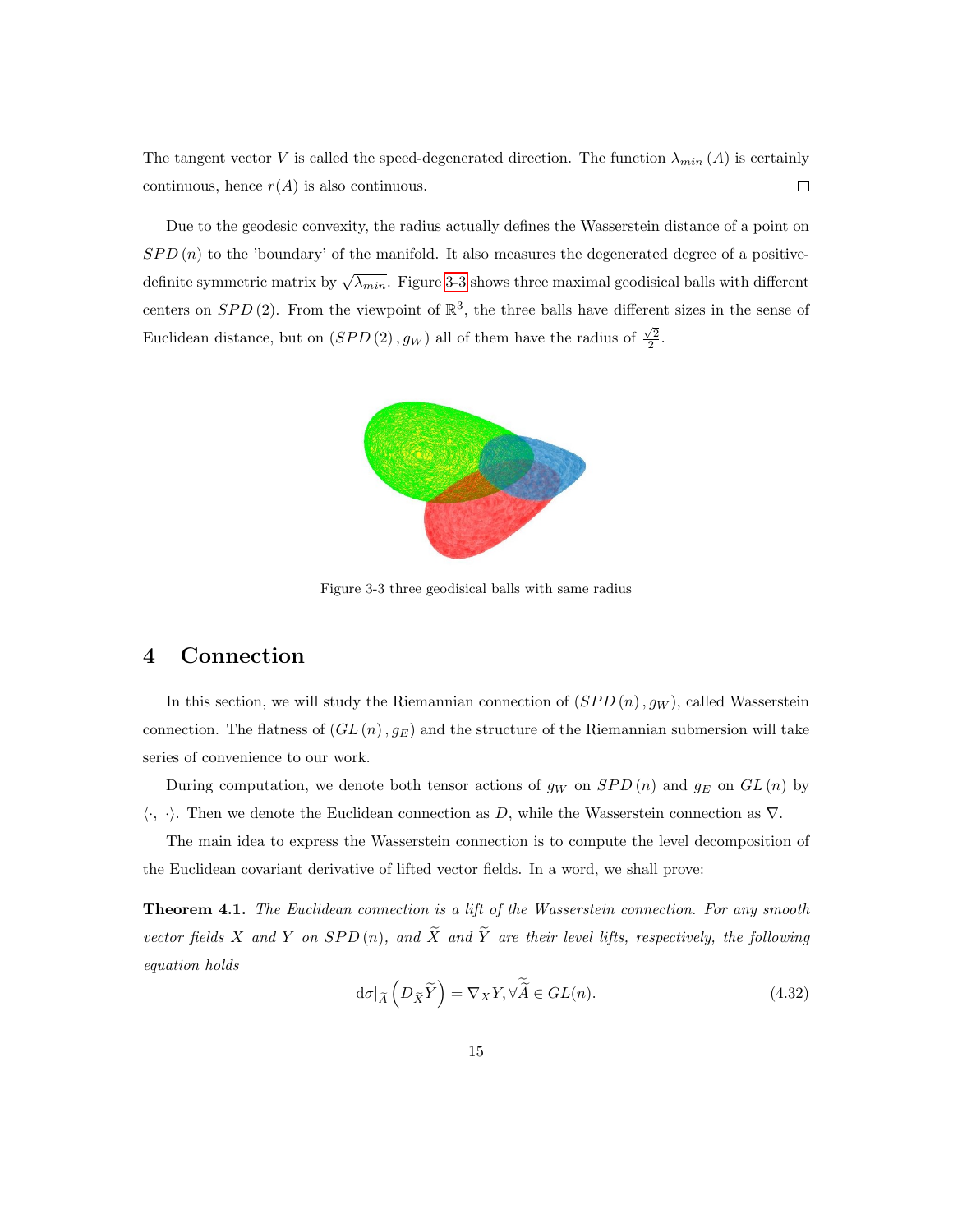The tangent vector $V$ is called the speed-degenerated direction. The function $\lambda_{min}(A)$ is certainly continuous, hence $r(A)$ is also continuous. □

Due to the geodesic convexity, the radius actually defines the Wasserstein distance of a point on $SPD(n)$ to the 'boundary' of the manifold. It also measures the degenerated degree of a positive-definite symmetric matrix by $\sqrt{\lambda_{min}}$. Figure 3-3 shows three maximal geodisical balls with different centers on $SPD(2)$. From the viewpoint of $\mathbb{R}^3$, the three balls have different sizes in the sense of Euclidean distance, but on $(SPD(2), g_W)$ all of them have the radius of $\frac{\sqrt{2}}{2}$.

Figure 3-3 three geodisical balls with same radius

## 4 Connection

In this section, we will study the Riemannian connection of $(SPD(n), g_W)$, called Wasserstein connection. The flatness of $(GL(n), g_E)$ and the structure of the Riemannian submersion will take series of convenience to our work.

During computation, we denote both tensor actions of $g_W$ on $SPD(n)$ and $g_E$ on $GL(n)$ by $\langle\cdot,\ \cdot\rangle$. Then we denote the Euclidean connection as $D$, while the Wasserstein connection as $\nabla$.

The main idea to express the Wasserstein connection is to compute the level decomposition of the Euclidean covariant derivative of lifted vector fields. In a word, we shall prove:

**Theorem 4.1.** *The Euclidean connection is a lift of the Wasserstein connection. For any smooth vector fields $X$ and $Y$ on $SPD(n)$, and $\widetilde{X}$ and $\widetilde{Y}$ are their level lifts, respectively, the following equation holds*

$$\mathrm{d}\sigma|_{\widetilde{A}}\left(D_{\widetilde{X}}\widetilde{Y}\right) = \nabla_X Y, \forall \widetilde{\widetilde{A}} \in GL(n). \tag{4.32}$$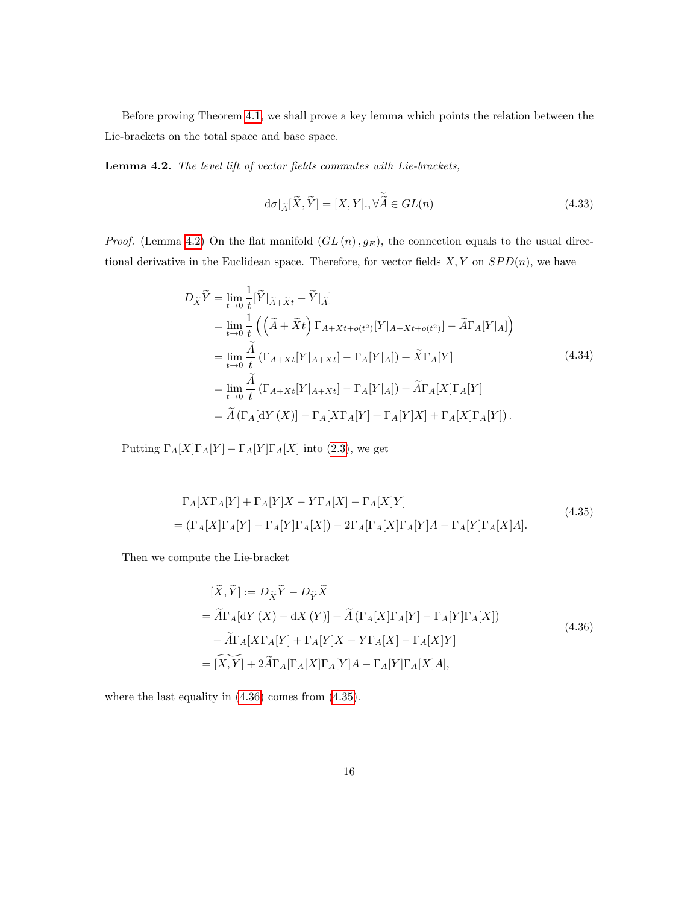Before proving Theorem 4.1, we shall prove a key lemma which points the relation between the Lie-brackets on the total space and base space.

**Lemma 4.2.** *The level lift of vector fields commutes with Lie-brackets,*

$$\mathrm{d}\sigma|_{\widetilde{A}}[\widetilde{X}, \widetilde{Y}] = [X, Y].,\forall \widetilde{\widetilde{A}} \in GL(n) \tag{4.33}$$

*Proof.* (Lemma 4.2) On the flat manifold $(GL(n), g_E)$, the connection equals to the usual directional derivative in the Euclidean space. Therefore, for vector fields $X, Y$ on $SPD(n)$, we have

$$\begin{aligned}
D_{\widetilde{X}}\widetilde{Y} &= \lim_{t\to 0}\frac{1}{t}[\widetilde{Y}|_{\widetilde{A}+\widetilde{X}t} - \widetilde{Y}|_{\widetilde{A}}] \\
&= \lim_{t\to 0}\frac{1}{t}\left(\left(\widetilde{A}+\widetilde{X}t\right)\Gamma_{A+Xt+o(t^2)}[Y|_{A+Xt+o(t^2)}] - \widetilde{A}\Gamma_A[Y|_A]\right) \\
&= \lim_{t\to 0}\frac{\widetilde{A}}{t}\left(\Gamma_{A+Xt}[Y|_{A+Xt}] - \Gamma_A[Y|_A]\right) + \widetilde{X}\Gamma_A[Y] \\
&= \lim_{t\to 0}\frac{\widetilde{A}}{t}\left(\Gamma_{A+Xt}[Y|_{A+Xt}] - \Gamma_A[Y|_A]\right) + \widetilde{A}\Gamma_A[X]\Gamma_A[Y] \\
&= \widetilde{A}\left(\Gamma_A[\mathrm{d}Y(X)] - \Gamma_A[X\Gamma_A[Y] + \Gamma_A[Y]X] + \Gamma_A[X]\Gamma_A[Y]\right).
\end{aligned} \tag{4.34}$$

Putting $\Gamma_A[X]\Gamma_A[Y] - \Gamma_A[Y]\Gamma_A[X]$ into (2.3), we get

$$\begin{aligned}
&\Gamma_A[X\Gamma_A[Y] + \Gamma_A[Y]X - Y\Gamma_A[X] - \Gamma_A[X]Y] \\
={}& (\Gamma_A[X]\Gamma_A[Y] - \Gamma_A[Y]\Gamma_A[X]) - 2\Gamma_A[\Gamma_A[X]\Gamma_A[Y]A - \Gamma_A[Y]\Gamma_A[X]A].
\end{aligned} \tag{4.35}$$

Then we compute the Lie-bracket

$$\begin{aligned}
&[\widetilde{X}, \widetilde{Y}] := D_{\widetilde{X}}\widetilde{Y} - D_{\widetilde{Y}}\widetilde{X} \\
={}& \widetilde{A}\Gamma_A[\mathrm{d}Y(X) - \mathrm{d}X(Y)] + \widetilde{A}\left(\Gamma_A[X]\Gamma_A[Y] - \Gamma_A[Y]\Gamma_A[X]\right) \\
&- \widetilde{A}\Gamma_A[X\Gamma_A[Y] + \Gamma_A[Y]X - Y\Gamma_A[X] - \Gamma_A[X]Y] \\
={}& \widetilde{[X, Y]} + 2\widetilde{A}\Gamma_A[\Gamma_A[X]\Gamma_A[Y]A - \Gamma_A[Y]\Gamma_A[X]A],
\end{aligned} \tag{4.36}$$

where the last equality in (4.36) comes from (4.35).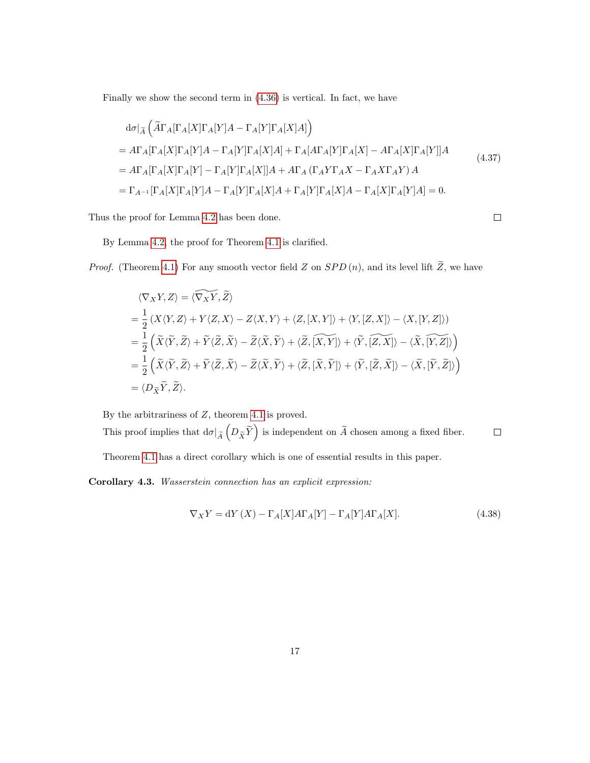Finally we show the second term in (4.36) is vertical. In fact, we have

$$
\begin{aligned}
&\mathrm{d}\sigma|_{\widetilde{A}}\left(\widetilde{A}\Gamma_A[\Gamma_A[X]\Gamma_A[Y]A - \Gamma_A[Y]\Gamma_A[X]A]\right) \\
&= A\Gamma_A[\Gamma_A[X]\Gamma_A[Y]A - \Gamma_A[Y]\Gamma_A[X]A] + \Gamma_A[A\Gamma_A[Y]\Gamma_A[X] - A\Gamma_A[X]\Gamma_A[Y]]A \\
&= A\Gamma_A[\Gamma_A[X]\Gamma_A[Y] - \Gamma_A[Y]\Gamma_A[X]]A + A\Gamma_A\left(\Gamma_A Y\Gamma_A X - \Gamma_A X\Gamma_A Y\right)A \\
&= \Gamma_{A^{-1}}[\Gamma_A[X]\Gamma_A[Y]A - \Gamma_A[Y]\Gamma_A[X]A + \Gamma_A[Y]\Gamma_A[X]A - \Gamma_A[X]\Gamma_A[Y]A] = 0.
\end{aligned}
\tag{4.37}
$$

Thus the proof for Lemma 4.2 has been done. □

By Lemma 4.2, the proof for Theorem 4.1 is clarified.

*Proof.* (Theorem 4.1) For any smooth vector field $Z$ on $SPD\,(n)$, and its level lift $\widetilde{Z}$, we have

$$
\begin{aligned}
&\langle \nabla_X Y, Z\rangle = \langle \widetilde{\nabla_X Y}, \widetilde{Z}\rangle \\
&= \frac{1}{2}\left(X\langle Y,Z\rangle + Y\langle Z,X\rangle - Z\langle X,Y\rangle + \langle Z,[X,Y]\rangle + \langle Y,[Z,X]\rangle - \langle X,[Y,Z]\rangle\right) \\
&= \frac{1}{2}\left(\widetilde{X}\langle \widetilde{Y},\widetilde{Z}\rangle + \widetilde{Y}\langle \widetilde{Z},\widetilde{X}\rangle - \widetilde{Z}\langle \widetilde{X},\widetilde{Y}\rangle + \langle \widetilde{Z},\widetilde{[X,Y]}\rangle + \langle \widetilde{Y},\widetilde{[Z,X]}\rangle - \langle \widetilde{X},\widetilde{[Y,Z]}\rangle\right) \\
&= \frac{1}{2}\left(\widetilde{X}\langle \widetilde{Y},\widetilde{Z}\rangle + \widetilde{Y}\langle \widetilde{Z},\widetilde{X}\rangle - \widetilde{Z}\langle \widetilde{X},\widetilde{Y}\rangle + \langle \widetilde{Z},[\widetilde{X},\widetilde{Y}]\rangle + \langle \widetilde{Y},[\widetilde{Z},\widetilde{X}]\rangle - \langle \widetilde{X},[\widetilde{Y},\widetilde{Z}]\rangle\right) \\
&= \langle D_{\widetilde{X}}\widetilde{Y}, \widetilde{Z}\rangle.
\end{aligned}
$$

By the arbitrariness of $Z$, theorem 4.1 is proved.

This proof implies that $\mathrm{d}\sigma|_{\widetilde{A}}\left(D_{\widetilde{X}}\widetilde{Y}\right)$ is independent on $\widetilde{A}$ chosen among a fixed fiber. □

Theorem 4.1 has a direct corollary which is one of essential results in this paper.

**Corollary 4.3.** *Wasserstein connection has an explicit expression:*

$$
\nabla_X Y = \mathrm{d}Y\,(X) - \Gamma_A[X]A\Gamma_A[Y] - \Gamma_A[Y]A\Gamma_A[X]. \tag{4.38}
$$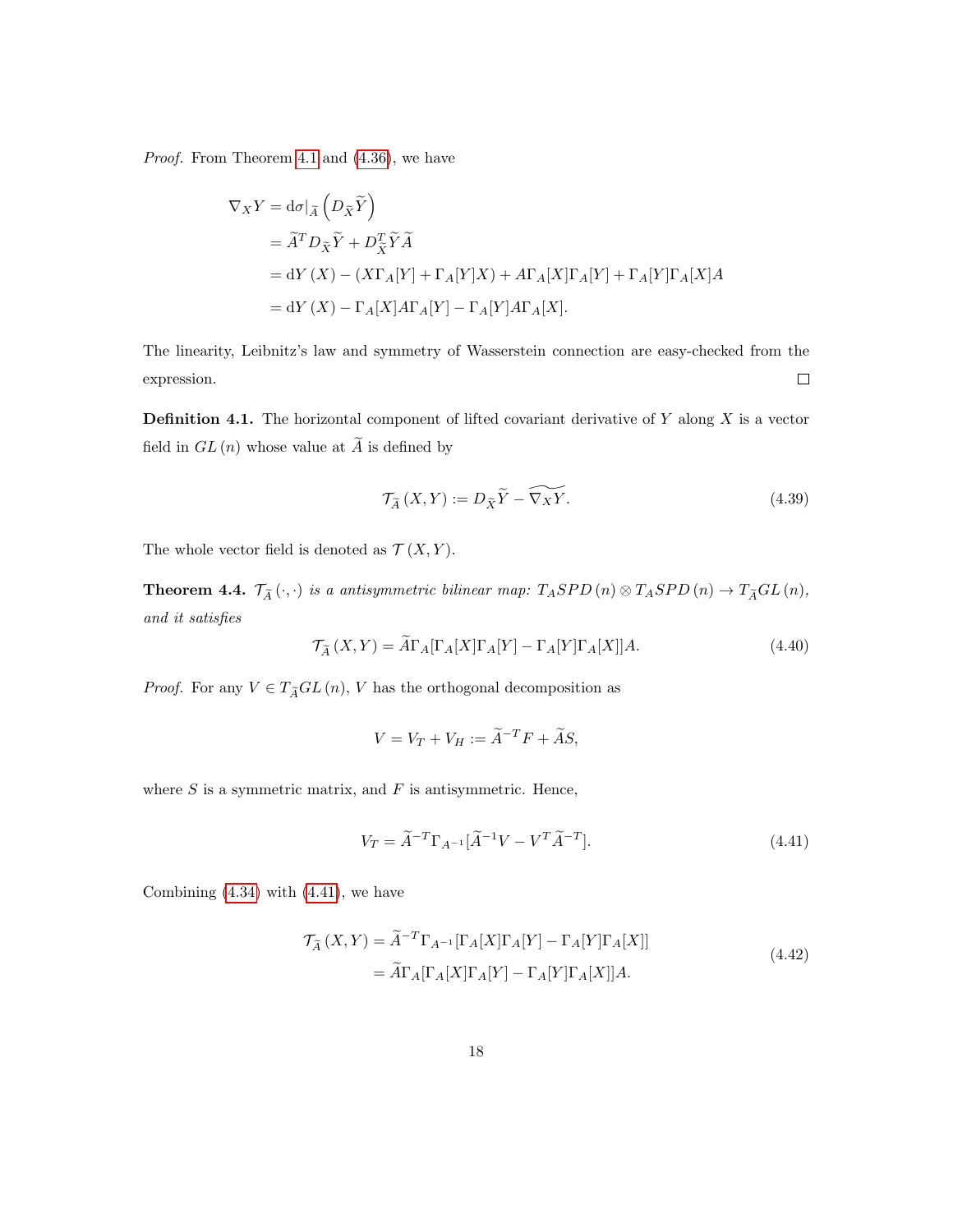*Proof.* From Theorem 4.1 and (4.36), we have

$$
\begin{aligned}
\nabla_X Y &= \mathrm{d}\sigma|_{\widetilde{A}} \left( D_{\widetilde{X}} \widetilde{Y} \right) \\
&= \widetilde{A}^T D_{\widetilde{X}} \widetilde{Y} + D_{\widetilde{X}}^T \widetilde{Y} \widetilde{A} \\
&= \mathrm{d}Y\left(X\right) - \left(X\Gamma_A[Y] + \Gamma_A[Y]X\right) + A\Gamma_A[X]\Gamma_A[Y] + \Gamma_A[Y]\Gamma_A[X]A \\
&= \mathrm{d}Y\left(X\right) - \Gamma_A[X]A\Gamma_A[Y] - \Gamma_A[Y]A\Gamma_A[X].
\end{aligned}
$$

The linearity, Leibnitz's law and symmetry of Wasserstein connection are easy-checked from the expression. □

**Definition 4.1.** The horizontal component of lifted covariant derivative of $Y$ along $X$ is a vector field in $GL\left(n\right)$ whose value at $\widetilde{A}$ is defined by

$$
\mathcal{T}_{\widetilde{A}}\left(X, Y\right) := D_{\widetilde{X}} \widetilde{Y} - \widetilde{\nabla_X Y}. \tag{4.39}
$$

The whole vector field is denoted as $\mathcal{T}\left(X, Y\right)$.

**Theorem 4.4.** *$\mathcal{T}_{\widetilde{A}}\left(\cdot, \cdot\right)$ is a antisymmetric bilinear map: $T_A SPD\left(n\right) \otimes T_A SPD\left(n\right) \to T_{\widetilde{A}} GL\left(n\right)$, and it satisfies*

$$
\mathcal{T}_{\widetilde{A}}\left(X, Y\right) = \widetilde{A}\Gamma_A[\Gamma_A[X]\Gamma_A[Y] - \Gamma_A[Y]\Gamma_A[X]]A. \tag{4.40}
$$

*Proof.* For any $V \in T_{\widetilde{A}} GL\left(n\right)$, $V$ has the orthogonal decomposition as

$$
V = V_T + V_H := \widetilde{A}^{-T} F + \widetilde{A} S,
$$

where $S$ is a symmetric matrix, and $F$ is antisymmetric. Hence,

$$
V_T = \widetilde{A}^{-T} \Gamma_{A^{-1}}[\widetilde{A}^{-1} V - V^T \widetilde{A}^{-T}]. \tag{4.41}
$$

Combining (4.34) with (4.41), we have

$$
\begin{aligned}
\mathcal{T}_{\widetilde{A}}\left(X, Y\right) &= \widetilde{A}^{-T} \Gamma_{A^{-1}}[\Gamma_A[X]\Gamma_A[Y] - \Gamma_A[Y]\Gamma_A[X]] \\
&= \widetilde{A}\Gamma_A[\Gamma_A[X]\Gamma_A[Y] - \Gamma_A[Y]\Gamma_A[X]]A.
\end{aligned} \tag{4.42}
$$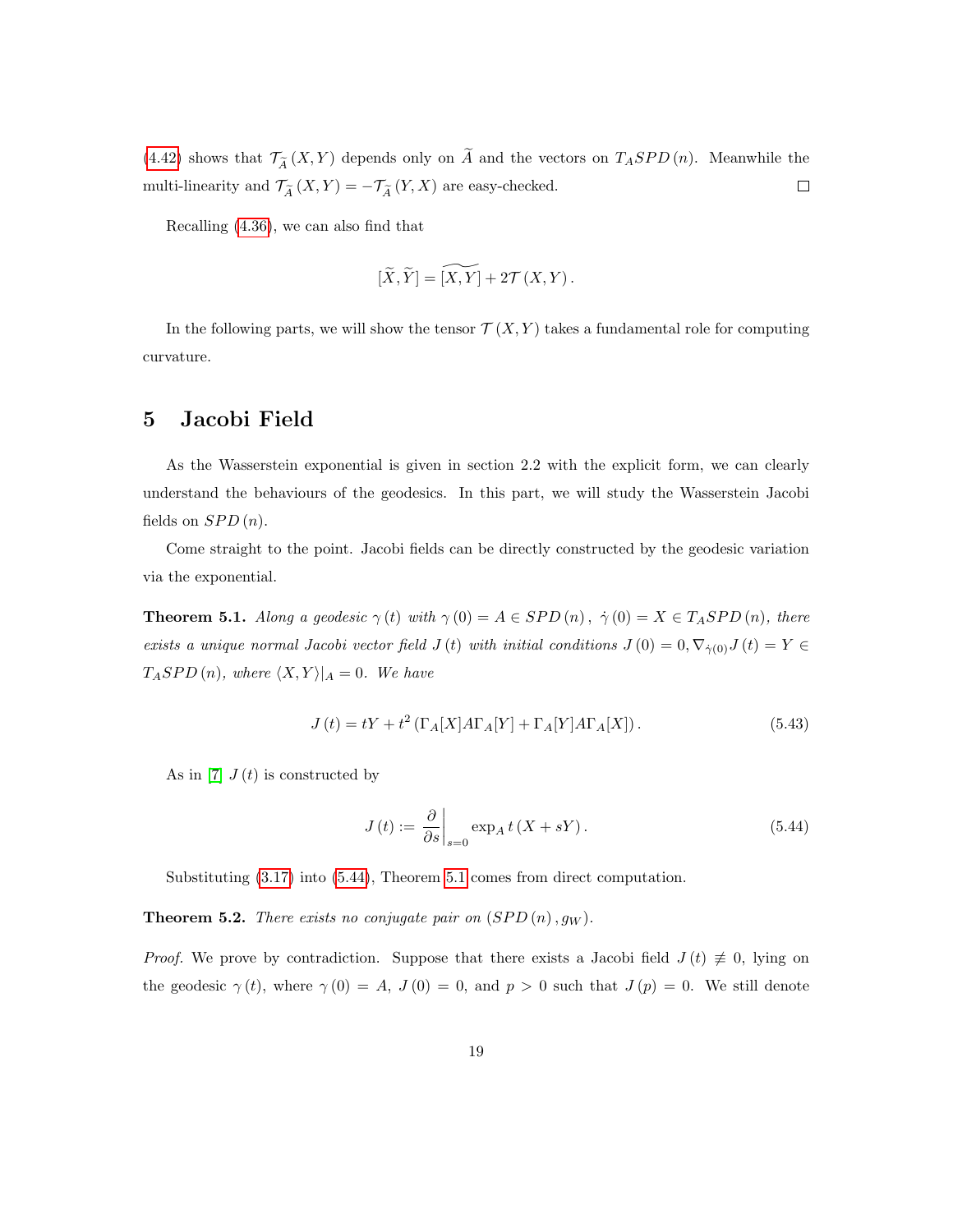(4.42) shows that $\mathcal{T}_{\widetilde{A}}(X,Y)$ depends only on $\widetilde{A}$ and the vectors on $T_A SPD(n)$. Meanwhile the multi-linearity and $\mathcal{T}_{\widetilde{A}}(X,Y) = -\mathcal{T}_{\widetilde{A}}(Y,X)$ are easy-checked. $\square$

Recalling (4.36), we can also find that

$$[\widetilde{X},\widetilde{Y}] = \widetilde{[X,Y]} + 2\mathcal{T}(X,Y).$$

In the following parts, we will show the tensor $\mathcal{T}(X,Y)$ takes a fundamental role for computing curvature.

# 5 Jacobi Field

As the Wasserstein exponential is given in section 2.2 with the explicit form, we can clearly understand the behaviours of the geodesics. In this part, we will study the Wasserstein Jacobi fields on $SPD(n)$.

Come straight to the point. Jacobi fields can be directly constructed by the geodesic variation via the exponential.

**Theorem 5.1.** *Along a geodesic $\gamma(t)$ with $\gamma(0) = A \in SPD(n)$, $\dot{\gamma}(0) = X \in T_A SPD(n)$, there exists a unique normal Jacobi vector field $J(t)$ with initial conditions $J(0) = 0, \nabla_{\dot{\gamma}(0)} J(t) = Y \in T_A SPD(n)$, where $\langle X, Y\rangle|_A = 0$. We have*

$$J(t) = tY + t^2\left(\Gamma_A[X]A\Gamma_A[Y] + \Gamma_A[Y]A\Gamma_A[X]\right). \tag{5.43}$$

As in [7] $J(t)$ is constructed by

$$J(t) := \left.\frac{\partial}{\partial s}\right|_{s=0} \exp_A t(X + sY). \tag{5.44}$$

Substituting (3.17) into (5.44), Theorem 5.1 comes from direct computation.

**Theorem 5.2.** *There exists no conjugate pair on $(SPD(n), g_W)$.*

*Proof.* We prove by contradiction. Suppose that there exists a Jacobi field $J(t) \not\equiv 0$, lying on the geodesic $\gamma(t)$, where $\gamma(0) = A$, $J(0) = 0$, and $p > 0$ such that $J(p) = 0$. We still denote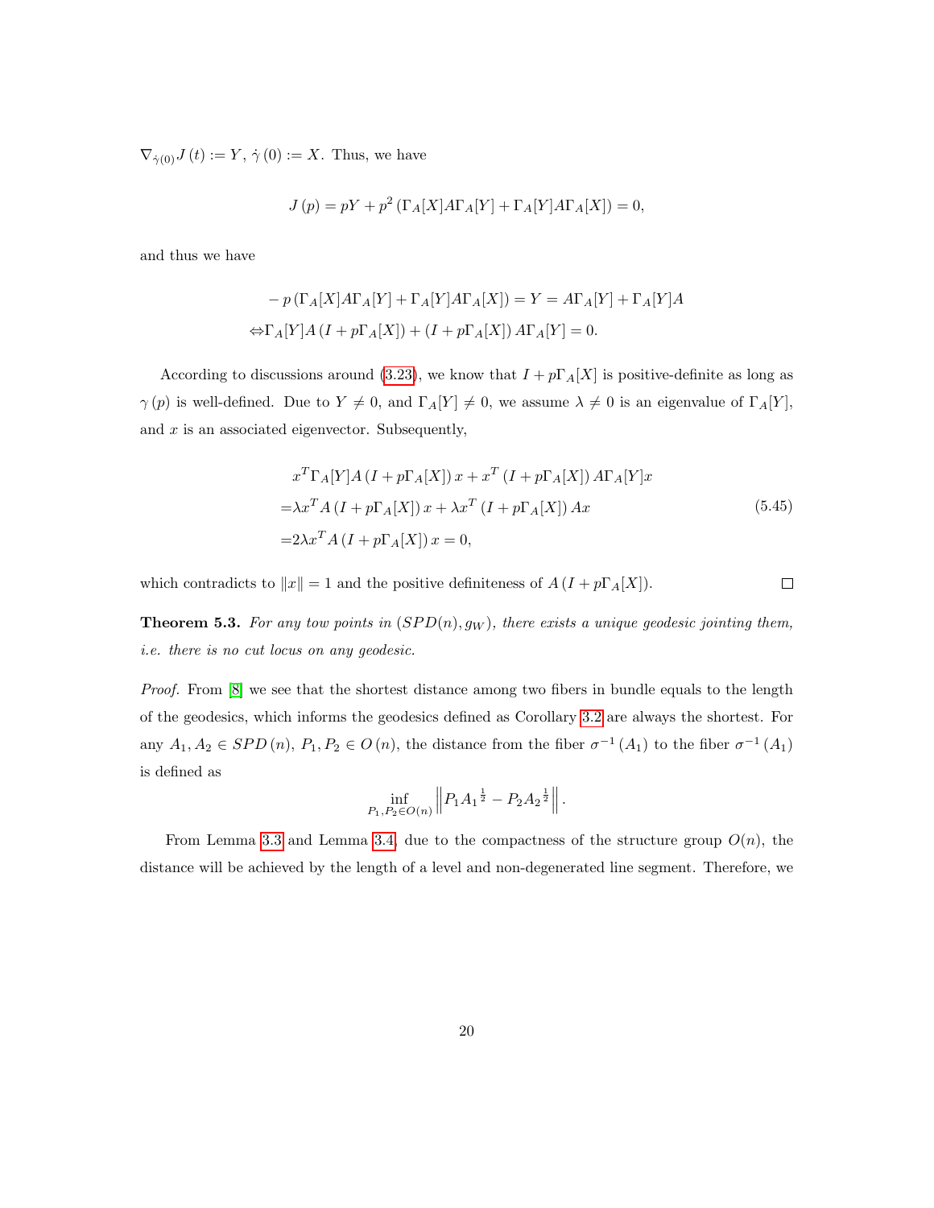$\nabla_{\dot{\gamma}(0)} J(t) := Y$, $\dot{\gamma}(0) := X$. Thus, we have

$$J(p) = pY + p^2 \left(\Gamma_A[X] A \Gamma_A[Y] + \Gamma_A[Y] A \Gamma_A[X]\right) = 0,$$

and thus we have

$$\begin{aligned}
& - p \left(\Gamma_A[X] A \Gamma_A[Y] + \Gamma_A[Y] A \Gamma_A[X]\right) = Y = A\Gamma_A[Y] + \Gamma_A[Y] A \\
\Leftrightarrow & \Gamma_A[Y] A \left(I + p\Gamma_A[X]\right) + \left(I + p\Gamma_A[X]\right) A \Gamma_A[Y] = 0.
\end{aligned}$$

According to discussions around (3.23), we know that $I + p\Gamma_A[X]$ is positive-definite as long as $\gamma(p)$ is well-defined. Due to $Y \neq 0$, and $\Gamma_A[Y] \neq 0$, we assume $\lambda \neq 0$ is an eigenvalue of $\Gamma_A[Y]$, and $x$ is an associated eigenvector. Subsequently,

$$\begin{aligned}
& x^T \Gamma_A[Y] A \left(I + p\Gamma_A[X]\right) x + x^T \left(I + p\Gamma_A[X]\right) A \Gamma_A[Y] x \\
= & \lambda x^T A \left(I + p\Gamma_A[X]\right) x + \lambda x^T \left(I + p\Gamma_A[X]\right) A x \\
= & 2\lambda x^T A \left(I + p\Gamma_A[X]\right) x = 0,
\end{aligned} \tag{5.45}$$

which contradicts to $\|x\| = 1$ and the positive definiteness of $A\left(I + p\Gamma_A[X]\right)$. ∎

**Theorem 5.3.** *For any tow points in $(SPD(n), g_W)$, there exists a unique geodesic jointing them, i.e. there is no cut locus on any geodesic.*

*Proof.* From [8] we see that the shortest distance among two fibers in bundle equals to the length of the geodesics, which informs the geodesics defined as Corollary 3.2 are always the shortest. For any $A_1, A_2 \in SPD(n)$, $P_1, P_2 \in O(n)$, the distance from the fiber $\sigma^{-1}(A_1)$ to the fiber $\sigma^{-1}(A_1)$ is defined as

$$\inf_{P_1, P_2 \in O(n)} \left\| P_1 {A_1}^{\frac{1}{2}} - P_2 {A_2}^{\frac{1}{2}} \right\|.$$

From Lemma 3.3 and Lemma 3.4, due to the compactness of the structure group $O(n)$, the distance will be achieved by the length of a level and non-degenerated line segment. Therefore, we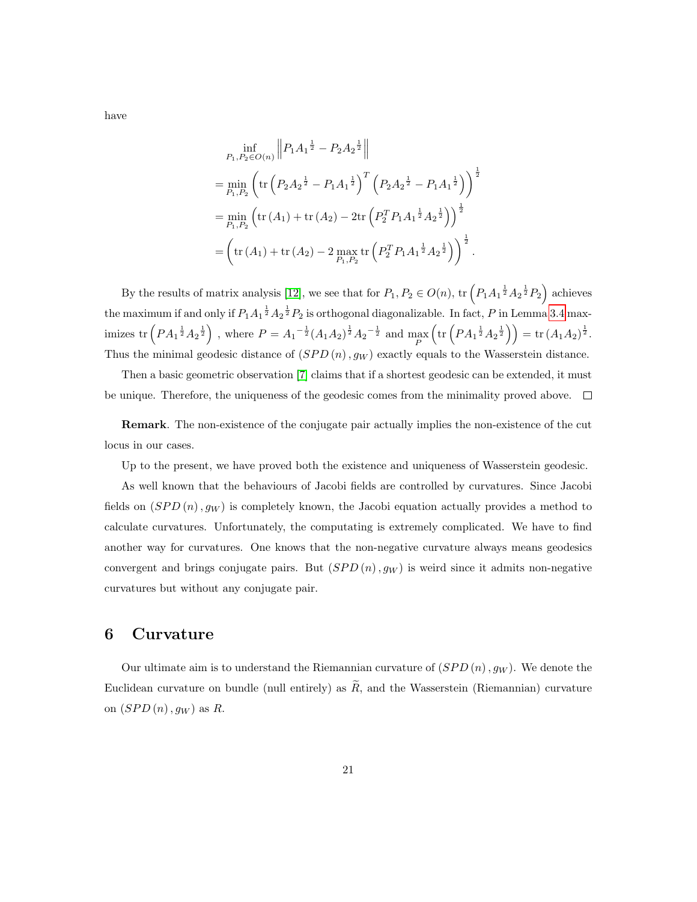have

$$
\begin{aligned}
&\inf_{P_1,P_2\in O(n)} \left\| P_1 {A_1}^{\frac{1}{2}} - P_2 {A_2}^{\frac{1}{2}} \right\| \\
&= \min_{P_1,P_2} \left( \operatorname{tr} \left( P_2 {A_2}^{\frac{1}{2}} - P_1 {A_1}^{\frac{1}{2}} \right)^T \left( P_2 {A_2}^{\frac{1}{2}} - P_1 {A_1}^{\frac{1}{2}} \right) \right)^{\frac{1}{2}} \\
&= \min_{P_1,P_2} \left( \operatorname{tr}(A_1) + \operatorname{tr}(A_2) - 2\operatorname{tr}\left( P_2^T P_1 {A_1}^{\frac{1}{2}} {A_2}^{\frac{1}{2}} \right) \right)^{\frac{1}{2}} \\
&= \left( \operatorname{tr}(A_1) + \operatorname{tr}(A_2) - 2 \max_{P_1,P_2} \operatorname{tr}\left( P_2^T P_1 {A_1}^{\frac{1}{2}} {A_2}^{\frac{1}{2}} \right) \right)^{\frac{1}{2}}.
\end{aligned}
$$

By the results of matrix analysis [12], we see that for $P_1, P_2 \in O(n)$, $\operatorname{tr}\left(P_1 {A_1}^{\frac{1}{2}} {A_2}^{\frac{1}{2}} P_2\right)$ achieves the maximum if and only if $P_1 {A_1}^{\frac{1}{2}} {A_2}^{\frac{1}{2}} P_2$ is orthogonal diagonalizable. In fact, $P$ in Lemma 3.4 maximizes $\operatorname{tr}\left(P {A_1}^{\frac{1}{2}} {A_2}^{\frac{1}{2}}\right)$ , where $P = {A_1}^{-\frac{1}{2}} (A_1 A_2)^{\frac{1}{2}} {A_2}^{-\frac{1}{2}}$ and $\max_P \left(\operatorname{tr}\left(P {A_1}^{\frac{1}{2}} {A_2}^{\frac{1}{2}}\right)\right) = \operatorname{tr}(A_1 A_2)^{\frac{1}{2}}$. Thus the minimal geodesic distance of $(SPD(n), g_W)$ exactly equals to the Wasserstein distance.

Then a basic geometric observation [7] claims that if a shortest geodesic can be extended, it must be unique. Therefore, the uniqueness of the geodesic comes from the minimality proved above. □

**Remark**. The non-existence of the conjugate pair actually implies the non-existence of the cut locus in our cases.

Up to the present, we have proved both the existence and uniqueness of Wasserstein geodesic.

As well known that the behaviours of Jacobi fields are controlled by curvatures. Since Jacobi fields on $(SPD(n), g_W)$ is completely known, the Jacobi equation actually provides a method to calculate curvatures. Unfortunately, the computating is extremely complicated. We have to find another way for curvatures. One knows that the non-negative curvature always means geodesics convergent and brings conjugate pairs. But $(SPD(n), g_W)$ is weird since it admits non-negative curvatures but without any conjugate pair.

# 6 Curvature

Our ultimate aim is to understand the Riemannian curvature of $(SPD(n), g_W)$. We denote the Euclidean curvature on bundle (null entirely) as $\widetilde{R}$, and the Wasserstein (Riemannian) curvature on $(SPD(n), g_W)$ as $R$.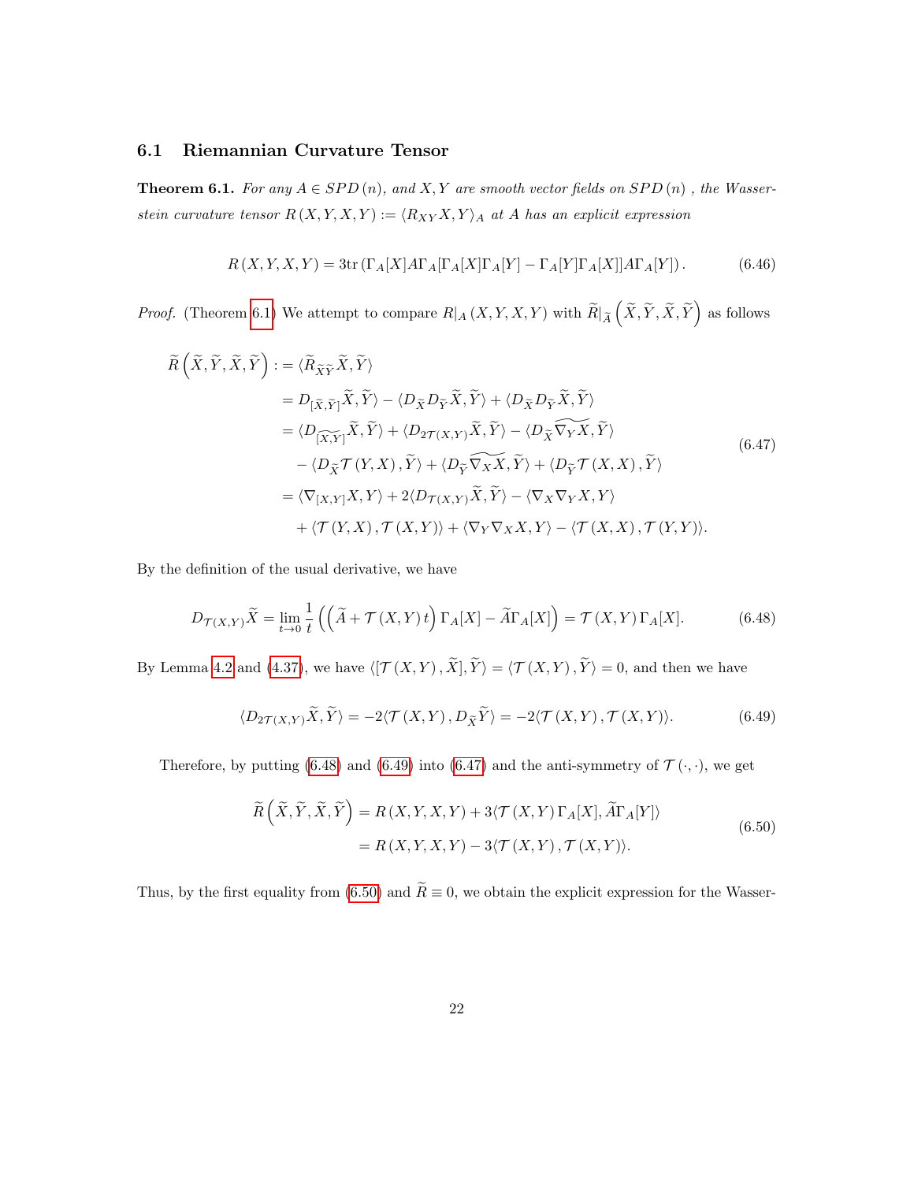### 6.1 Riemannian Curvature Tensor

**Theorem 6.1.** *For any $A \in SPD\left(n\right)$, and $X, Y$ are smooth vector fields on $SPD\left(n\right)$ , the Wasserstein curvature tensor $R\left(X, Y, X, Y\right) := \langle R_{XY}X, Y\rangle_A$ at $A$ has an explicit expression*

$$
R\left(X, Y, X, Y\right) = 3\mathrm{tr}\left(\Gamma_A[X]A\Gamma_A[\Gamma_A[X]\Gamma_A[Y] - \Gamma_A[Y]\Gamma_A[X]]A\Gamma_A[Y]\right). \tag{6.46}
$$

*Proof.* (Theorem 6.1) We attempt to compare $R|_A\left(X, Y, X, Y\right)$ with $\widetilde{R}|_{\widetilde{A}}\left(\widetilde{X}, \widetilde{Y}, \widetilde{X}, \widetilde{Y}\right)$ as follows

$$
\begin{aligned}
\widetilde{R}\left(\widetilde{X}, \widetilde{Y}, \widetilde{X}, \widetilde{Y}\right) :&= \langle \widetilde{R}_{\widetilde{X}\widetilde{Y}}\widetilde{X}, \widetilde{Y}\rangle \\
&= D_{[\widetilde{X}, \widetilde{Y}]}\widetilde{X}, \widetilde{Y}\rangle - \langle D_{\widetilde{X}}D_{\widetilde{Y}}\widetilde{X}, \widetilde{Y}\rangle + \langle D_{\widetilde{X}}D_{\widetilde{Y}}\widetilde{X}, \widetilde{Y}\rangle \\
&= \langle D_{\widetilde{[X,Y]}}\widetilde{X}, \widetilde{Y}\rangle + \langle D_{2\mathcal{T}(X,Y)}\widetilde{X}, \widetilde{Y}\rangle - \langle D_{\widetilde{X}}\widetilde{\nabla_Y X}, \widetilde{Y}\rangle \\
&\quad - \langle D_{\widetilde{X}}\mathcal{T}\left(Y, X\right), \widetilde{Y}\rangle + \langle D_{\widetilde{Y}}\widetilde{\nabla_X X}, \widetilde{Y}\rangle + \langle D_{\widetilde{Y}}\mathcal{T}\left(X, X\right), \widetilde{Y}\rangle \\
&= \langle \nabla_{[X,Y]}X, Y\rangle + 2\langle D_{\mathcal{T}(X,Y)}\widetilde{X}, \widetilde{Y}\rangle - \langle \nabla_X \nabla_Y X, Y\rangle \\
&\quad + \langle \mathcal{T}\left(Y, X\right), \mathcal{T}\left(X, Y\right)\rangle + \langle \nabla_Y \nabla_X X, Y\rangle - \langle \mathcal{T}\left(X, X\right), \mathcal{T}\left(Y, Y\right)\rangle.
\end{aligned} \tag{6.47}
$$

By the definition of the usual derivative, we have

$$
D_{\mathcal{T}(X,Y)}\widetilde{X} = \lim_{t\to 0}\frac{1}{t}\left(\left(\widetilde{A} + \mathcal{T}\left(X, Y\right)t\right)\Gamma_A[X] - \widetilde{A}\Gamma_A[X]\right) = \mathcal{T}\left(X, Y\right)\Gamma_A[X]. \tag{6.48}
$$

By Lemma 4.2 and (4.37), we have $\langle[\mathcal{T}\left(X, Y\right), \widetilde{X}], \widetilde{Y}\rangle = \langle \mathcal{T}\left(X, Y\right), \widetilde{Y}\rangle = 0$, and then we have

$$
\langle D_{2\mathcal{T}(X,Y)}\widetilde{X}, \widetilde{Y}\rangle = -2\langle \mathcal{T}\left(X, Y\right), D_{\widetilde{X}}\widetilde{Y}\rangle = -2\langle \mathcal{T}\left(X, Y\right), \mathcal{T}\left(X, Y\right)\rangle. \tag{6.49}
$$

Therefore, by putting (6.48) and (6.49) into (6.47) and the anti-symmetry of $\mathcal{T}\left(\cdot, \cdot\right)$, we get

$$
\begin{aligned}
\widetilde{R}\left(\widetilde{X}, \widetilde{Y}, \widetilde{X}, \widetilde{Y}\right) &= R\left(X, Y, X, Y\right) + 3\langle \mathcal{T}\left(X, Y\right)\Gamma_A[X], \widetilde{A}\Gamma_A[Y]\rangle \\
&= R\left(X, Y, X, Y\right) - 3\langle \mathcal{T}\left(X, Y\right), \mathcal{T}\left(X, Y\right)\rangle.
\end{aligned} \tag{6.50}
$$

Thus, by the first equality from (6.50) and $\widetilde{R} \equiv 0$, we obtain the explicit expression for the Wasser-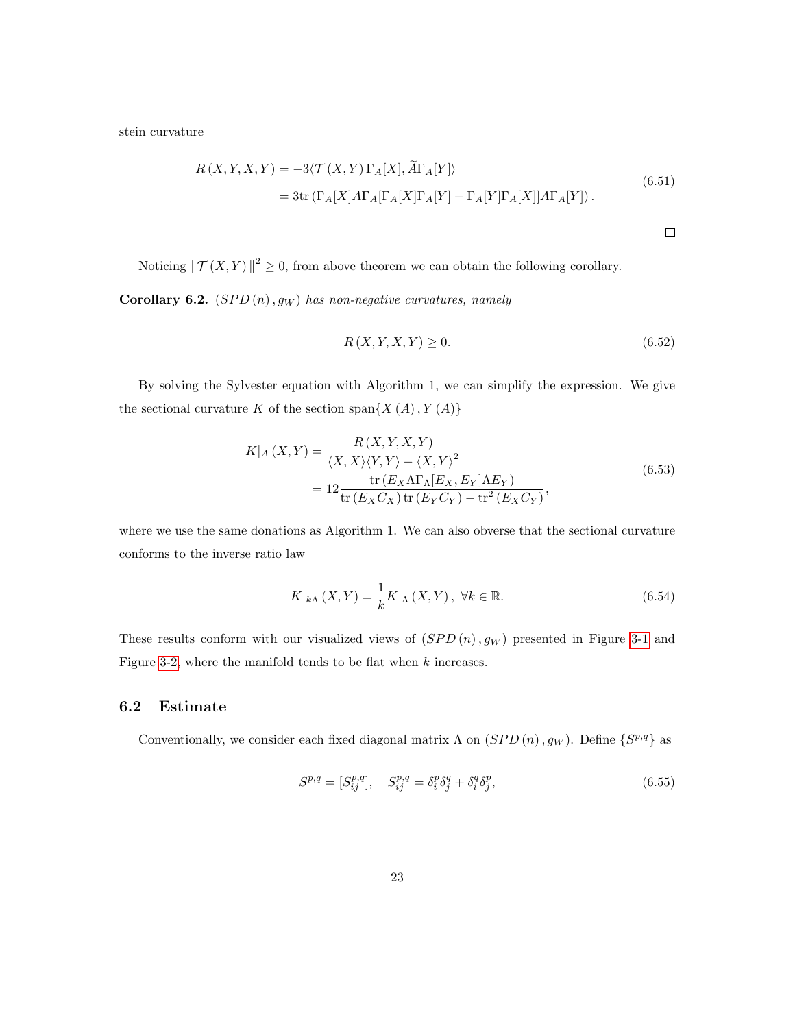stein curvature

$$
\begin{aligned}
R\left(X,Y,X,Y\right) &= -3\langle \mathcal{T}\left(X,Y\right)\Gamma_A[X], \widetilde{A}\Gamma_A[Y]\rangle \\
&= 3\mathrm{tr}\left(\Gamma_A[X]A\Gamma_A[\Gamma_A[X]\Gamma_A[Y] - \Gamma_A[Y]\Gamma_A[X]]A\Gamma_A[Y]\right).
\end{aligned}
\tag{6.51}
$$

□

Noticing $\|\mathcal{T}\left(X,Y\right)\|^2 \geq 0$, from above theorem we can obtain the following corollary.

**Corollary 6.2.** *$(SPD\left(n\right), g_W)$ has non-negative curvatures, namely*

$$
R\left(X,Y,X,Y\right) \geq 0. \tag{6.52}
$$

By solving the Sylvester equation with Algorithm 1, we can simplify the expression. We give the sectional curvature $K$ of the section $\mathrm{span}\{X\left(A\right), Y\left(A\right)\}$

$$
\begin{aligned}
K|_A\left(X,Y\right) &= \frac{R\left(X,Y,X,Y\right)}{\langle X,X\rangle\langle Y,Y\rangle - \langle X,Y\rangle^2} \\
&= 12\frac{\mathrm{tr}\left(E_X\Lambda\Gamma_\Lambda[E_X,E_Y]\Lambda E_Y\right)}{\mathrm{tr}\left(E_XC_X\right)\mathrm{tr}\left(E_YC_Y\right) - \mathrm{tr}^2\left(E_XC_Y\right)},
\end{aligned}
\tag{6.53}
$$

where we use the same donations as Algorithm 1. We can also obverse that the sectional curvature conforms to the inverse ratio law

$$
K|_{k\Lambda}\left(X,Y\right) = \frac{1}{k}K|_\Lambda\left(X,Y\right), \ \forall k \in \mathbb{R}. \tag{6.54}
$$

These results conform with our visualized views of $(SPD\left(n\right), g_W)$ presented in Figure 3-1 and Figure 3-2, where the manifold tends to be flat when $k$ increases.

## 6.2 Estimate

Conventionally, we consider each fixed diagonal matrix $\Lambda$ on $(SPD\left(n\right), g_W)$. Define $\{S^{p,q}\}$ as

$$
S^{p,q} = [S^{p,q}_{ij}], \quad S^{p,q}_{ij} = \delta^p_i\delta^q_j + \delta^q_i\delta^p_j, \tag{6.55}
$$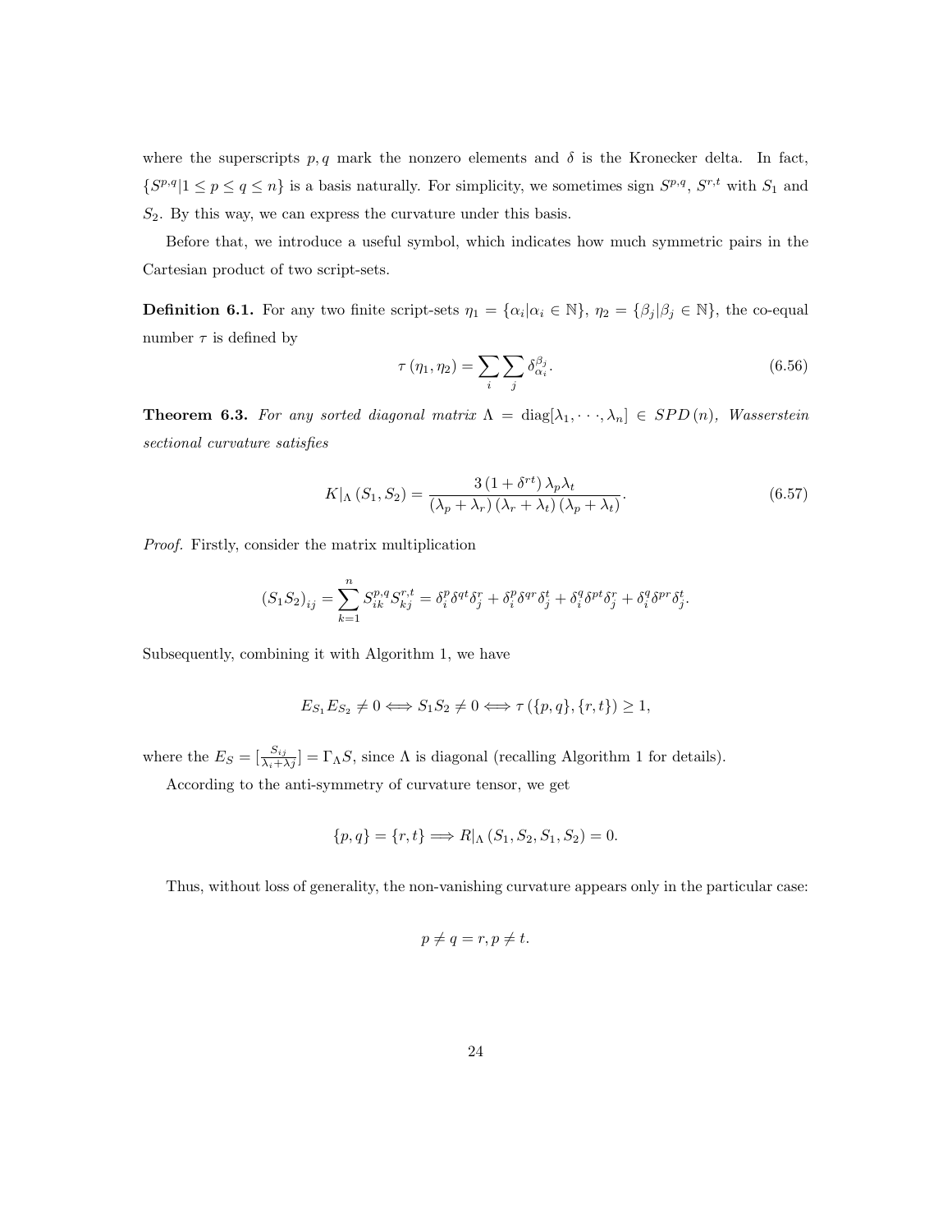where the superscripts $p, q$ mark the nonzero elements and $\delta$ is the Kronecker delta. In fact, $\{S^{p,q} | 1 \leq p \leq q \leq n\}$ is a basis naturally. For simplicity, we sometimes sign $S^{p,q}$, $S^{r,t}$ with $S_1$ and $S_2$. By this way, we can express the curvature under this basis.

Before that, we introduce a useful symbol, which indicates how much symmetric pairs in the Cartesian product of two script-sets.

**Definition 6.1.** For any two finite script-sets $\eta_1 = \{\alpha_i | \alpha_i \in \mathbb{N}\}$, $\eta_2 = \{\beta_j | \beta_j \in \mathbb{N}\}$, the co-equal number $\tau$ is defined by

$$\tau(\eta_1, \eta_2) = \sum_i \sum_j \delta_{\alpha_i}^{\beta_j}. \tag{6.56}$$

**Theorem 6.3.** *For any sorted diagonal matrix $\Lambda = \mathrm{diag}[\lambda_1, \cdots, \lambda_n] \in SPD(n)$, Wasserstein sectional curvature satisfies*

$$K|_\Lambda (S_1, S_2) = \frac{3(1 + \delta^{rt}) \lambda_p \lambda_t}{(\lambda_p + \lambda_r)(\lambda_r + \lambda_t)(\lambda_p + \lambda_t)}. \tag{6.57}$$

*Proof.* Firstly, consider the matrix multiplication

$$(S_1 S_2)_{ij} = \sum_{k=1}^n S_{ik}^{p,q} S_{kj}^{r,t} = \delta_i^p \delta^{qt} \delta_j^r + \delta_i^p \delta^{qr} \delta_j^t + \delta_i^q \delta^{pt} \delta_j^r + \delta_i^q \delta^{pr} \delta_j^t.$$

Subsequently, combining it with Algorithm 1, we have

$$E_{S_1} E_{S_2} \neq 0 \Longleftrightarrow S_1 S_2 \neq 0 \Longleftrightarrow \tau(\{p, q\}, \{r, t\}) \geq 1,$$

where the $E_S = [\frac{S_{ij}}{\lambda_i + \lambda_j}] = \Gamma_\Lambda S$, since $\Lambda$ is diagonal (recalling Algorithm 1 for details).

According to the anti-symmetry of curvature tensor, we get

$$\{p, q\} = \{r, t\} \Longrightarrow R|_\Lambda (S_1, S_2, S_1, S_2) = 0.$$

Thus, without loss of generality, the non-vanishing curvature appears only in the particular case:

$$p \neq q = r, p \neq t.$$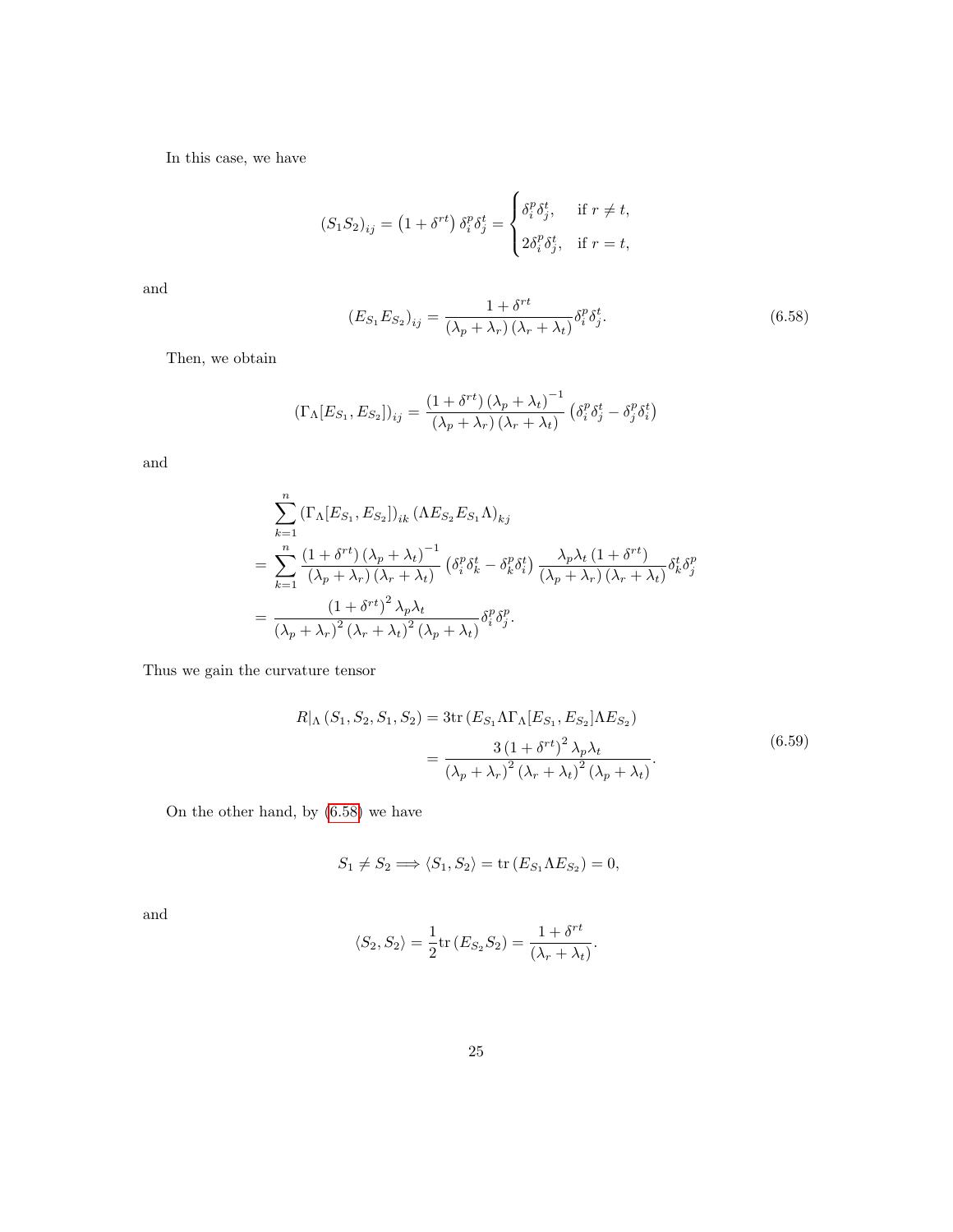In this case, we have

$$(S_1 S_2)_{ij} = \left(1 + \delta^{rt}\right) \delta_i^p \delta_j^t = \begin{cases} \delta_i^p \delta_j^t, & \text{if } r \neq t, \\ 2\delta_i^p \delta_j^t, & \text{if } r = t, \end{cases}$$

and

$$(E_{S_1} E_{S_2})_{ij} = \frac{1 + \delta^{rt}}{\left(\lambda_p + \lambda_r\right)\left(\lambda_r + \lambda_t\right)} \delta_i^p \delta_j^t. \tag{6.58}$$

Then, we obtain

$$(\Gamma_\Lambda[E_{S_1}, E_{S_2}])_{ij} = \frac{\left(1 + \delta^{rt}\right)\left(\lambda_p + \lambda_t\right)^{-1}}{\left(\lambda_p + \lambda_r\right)\left(\lambda_r + \lambda_t\right)} \left(\delta_i^p \delta_j^t - \delta_j^p \delta_i^t\right)$$

and

$$\begin{aligned}
&\sum_{k=1}^{n} \left(\Gamma_\Lambda[E_{S_1}, E_{S_2}]\right)_{ik} \left(\Lambda E_{S_2} E_{S_1} \Lambda\right)_{kj} \\
&= \sum_{k=1}^{n} \frac{\left(1 + \delta^{rt}\right)\left(\lambda_p + \lambda_t\right)^{-1}}{\left(\lambda_p + \lambda_r\right)\left(\lambda_r + \lambda_t\right)} \left(\delta_i^p \delta_k^t - \delta_k^p \delta_i^t\right) \frac{\lambda_p \lambda_t \left(1 + \delta^{rt}\right)}{\left(\lambda_p + \lambda_r\right)\left(\lambda_r + \lambda_t\right)} \delta_k^t \delta_j^p \\
&= \frac{\left(1 + \delta^{rt}\right)^2 \lambda_p \lambda_t}{\left(\lambda_p + \lambda_r\right)^2 \left(\lambda_r + \lambda_t\right)^2 \left(\lambda_p + \lambda_t\right)} \delta_i^p \delta_j^p.
\end{aligned}$$

Thus we gain the curvature tensor

$$\begin{aligned}
R|_\Lambda \left(S_1, S_2, S_1, S_2\right) &= 3\mathrm{tr}\left(E_{S_1} \Lambda \Gamma_\Lambda[E_{S_1}, E_{S_2}] \Lambda E_{S_2}\right) \\
&= \frac{3\left(1 + \delta^{rt}\right)^2 \lambda_p \lambda_t}{\left(\lambda_p + \lambda_r\right)^2 \left(\lambda_r + \lambda_t\right)^2 \left(\lambda_p + \lambda_t\right)}.
\end{aligned} \tag{6.59}$$

On the other hand, by (6.58) we have

$$S_1 \neq S_2 \Longrightarrow \langle S_1, S_2 \rangle = \mathrm{tr}\left(E_{S_1} \Lambda E_{S_2}\right) = 0,$$

and

$$\langle S_2, S_2 \rangle = \frac{1}{2} \mathrm{tr}\left(E_{S_2} S_2\right) = \frac{1 + \delta^{rt}}{\left(\lambda_r + \lambda_t\right)}.$$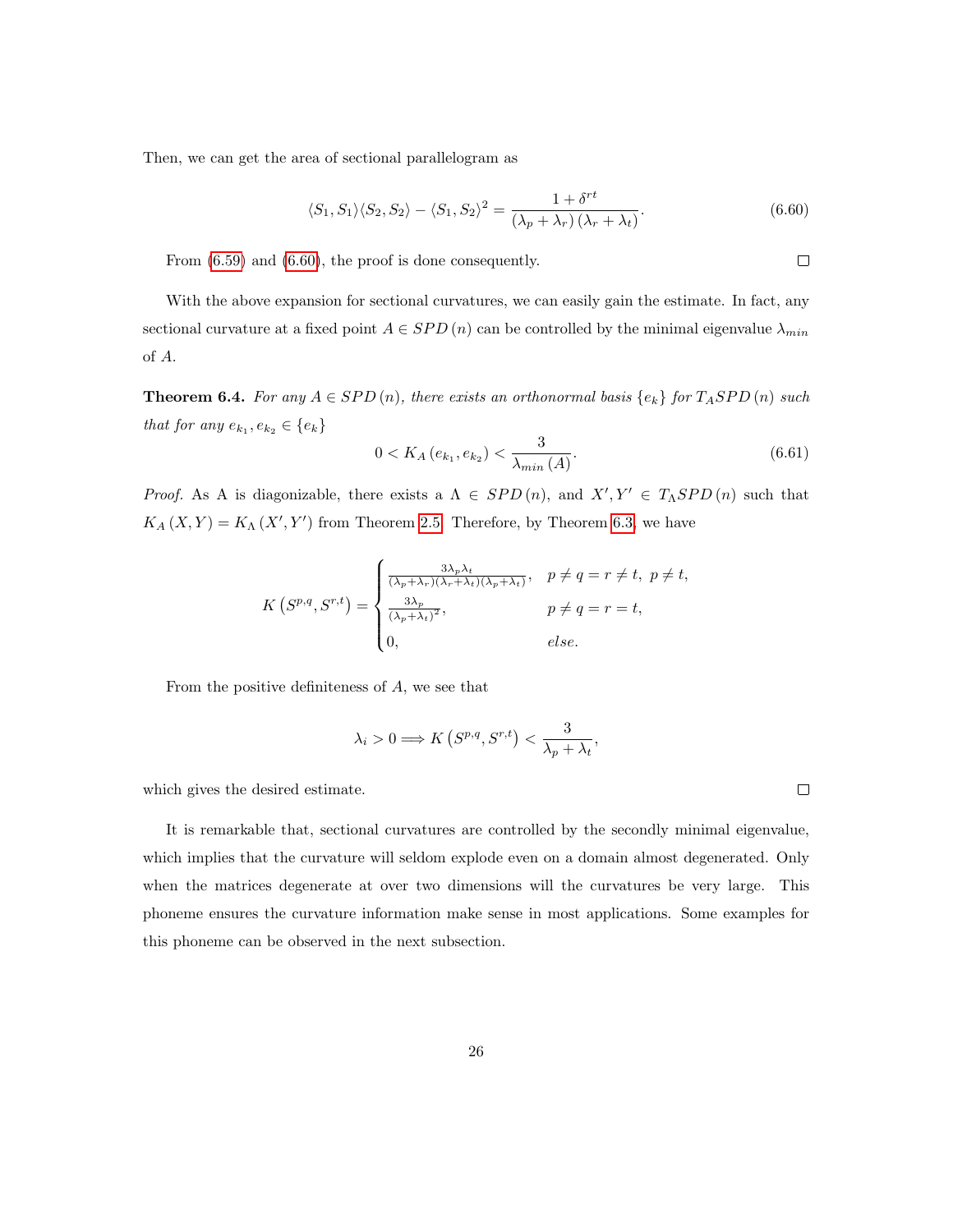Then, we can get the area of sectional parallelogram as

$$\langle S_1, S_1 \rangle \langle S_2, S_2 \rangle - \langle S_1, S_2 \rangle^2 = \frac{1 + \delta^{rt}}{(\lambda_p + \lambda_r)(\lambda_r + \lambda_t)}. \tag{6.60}$$

From (6.59) and (6.60), the proof is done consequently. □

With the above expansion for sectional curvatures, we can easily gain the estimate. In fact, any sectional curvature at a fixed point $A \in SPD(n)$ can be controlled by the minimal eigenvalue $\lambda_{min}$ of $A$.

**Theorem 6.4.** *For any $A \in SPD(n)$, there exists an orthonormal basis $\{e_k\}$ for $T_A SPD(n)$ such that for any $e_{k_1}, e_{k_2} \in \{e_k\}$*

$$0 < K_A(e_{k_1}, e_{k_2}) < \frac{3}{\lambda_{min}(A)}. \tag{6.61}$$

*Proof.* As A is diagonizable, there exists a $\Lambda \in SPD(n)$, and $X', Y' \in T_\Lambda SPD(n)$ such that $K_A(X, Y) = K_\Lambda(X', Y')$ from Theorem 2.5. Therefore, by Theorem 6.3, we have

$$K\left(S^{p,q}, S^{r,t}\right) = \begin{cases} \frac{3\lambda_p \lambda_t}{(\lambda_p+\lambda_r)(\lambda_r+\lambda_t)(\lambda_p+\lambda_t)}, & p \neq q = r \neq t,\ p \neq t, \\ \frac{3\lambda_p}{(\lambda_p+\lambda_t)^2}, & p \neq q = r = t, \\ 0, & else. \end{cases}$$

From the positive definiteness of $A$, we see that

$$\lambda_i > 0 \Longrightarrow K\left(S^{p,q}, S^{r,t}\right) < \frac{3}{\lambda_p + \lambda_t},$$

which gives the desired estimate. □

It is remarkable that, sectional curvatures are controlled by the secondly minimal eigenvalue, which implies that the curvature will seldom explode even on a domain almost degenerated. Only when the matrices degenerate at over two dimensions will the curvatures be very large. This phoneme ensures the curvature information make sense in most applications. Some examples for this phoneme can be observed in the next subsection.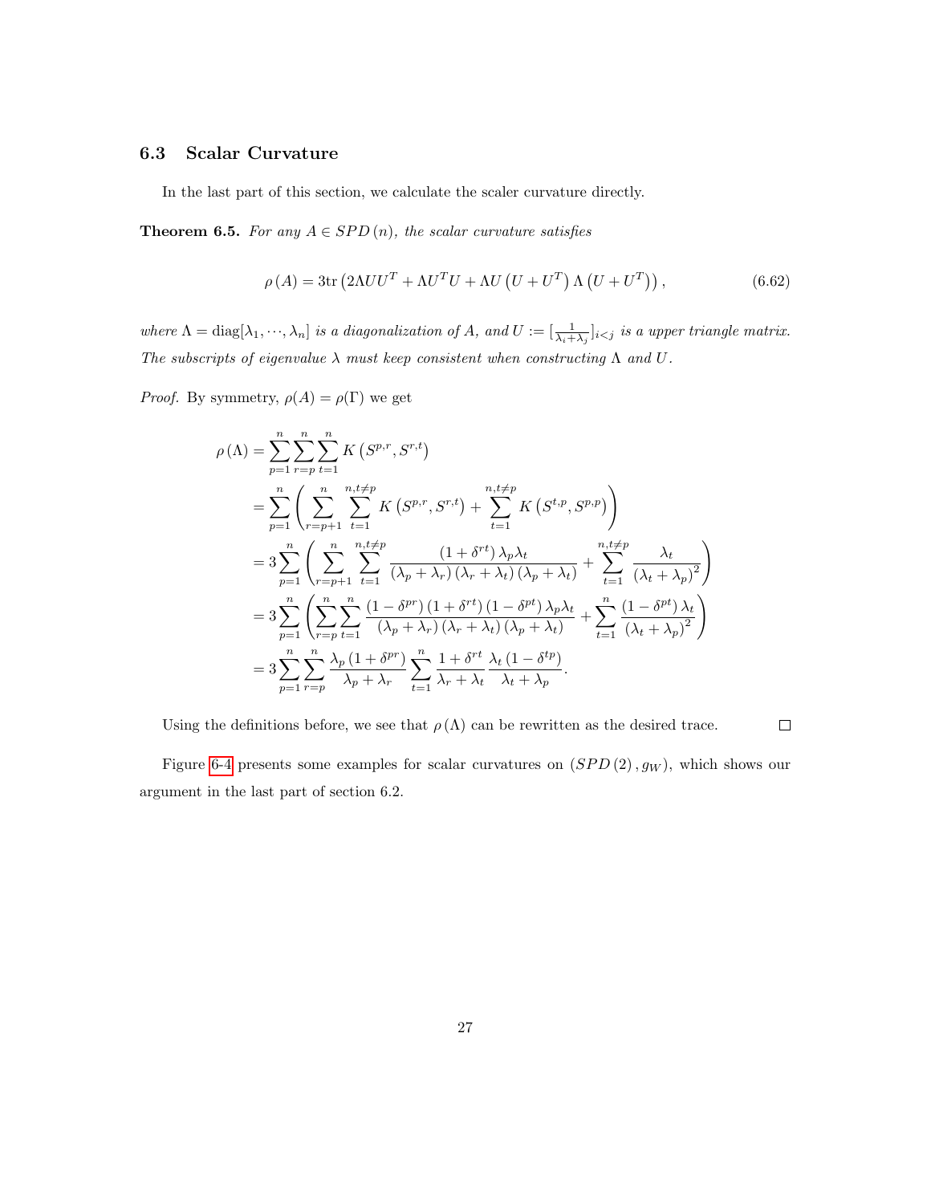### 6.3 Scalar Curvature

In the last part of this section, we calculate the scaler curvature directly.

**Theorem 6.5.** *For any $A \in SPD(n)$, the scalar curvature satisfies*

$$\rho(A) = 3\mathrm{tr}\left(2\Lambda U U^T + \Lambda U^T U + \Lambda U\left(U + U^T\right)\Lambda\left(U + U^T\right)\right), \tag{6.62}$$

*where $\Lambda = \mathrm{diag}[\lambda_1, \cdots, \lambda_n]$ is a diagonalization of $A$, and $U := [\frac{1}{\lambda_i + \lambda_j}]_{i<j}$ is a upper triangle matrix. The subscripts of eigenvalue $\lambda$ must keep consistent when constructing $\Lambda$ and $U$.*

*Proof.* By symmetry, $\rho(A) = \rho(\Gamma)$ we get

$$\begin{aligned}
\rho(\Lambda) &= \sum_{p=1}^{n}\sum_{r=p}^{n}\sum_{t=1}^{n} K\left(S^{p,r}, S^{r,t}\right) \\
&= \sum_{p=1}^{n}\left(\sum_{r=p+1}^{n}\sum_{t=1}^{n,t\neq p} K\left(S^{p,r}, S^{r,t}\right) + \sum_{t=1}^{n,t\neq p} K\left(S^{t,p}, S^{p,p}\right)\right) \\
&= 3\sum_{p=1}^{n}\left(\sum_{r=p+1}^{n}\sum_{t=1}^{n,t\neq p} \frac{\left(1+\delta^{rt}\right)\lambda_p\lambda_t}{\left(\lambda_p+\lambda_r\right)\left(\lambda_r+\lambda_t\right)\left(\lambda_p+\lambda_t\right)} + \sum_{t=1}^{n,t\neq p}\frac{\lambda_t}{\left(\lambda_t+\lambda_p\right)^2}\right) \\
&= 3\sum_{p=1}^{n}\left(\sum_{r=p}^{n}\sum_{t=1}^{n} \frac{\left(1-\delta^{pr}\right)\left(1+\delta^{rt}\right)\left(1-\delta^{pt}\right)\lambda_p\lambda_t}{\left(\lambda_p+\lambda_r\right)\left(\lambda_r+\lambda_t\right)\left(\lambda_p+\lambda_t\right)} + \sum_{t=1}^{n}\frac{\left(1-\delta^{pt}\right)\lambda_t}{\left(\lambda_t+\lambda_p\right)^2}\right) \\
&= 3\sum_{p=1}^{n}\sum_{r=p}^{n}\frac{\lambda_p\left(1+\delta^{pr}\right)}{\lambda_p+\lambda_r}\sum_{t=1}^{n}\frac{1+\delta^{rt}}{\lambda_r+\lambda_t}\frac{\lambda_t\left(1-\delta^{tp}\right)}{\lambda_t+\lambda_p}.
\end{aligned}$$

Using the definitions before, we see that $\rho(\Lambda)$ can be rewritten as the desired trace. $\square$

Figure 6-4 presents some examples for scalar curvatures on $(SPD(2), g_W)$, which shows our argument in the last part of section 6.2.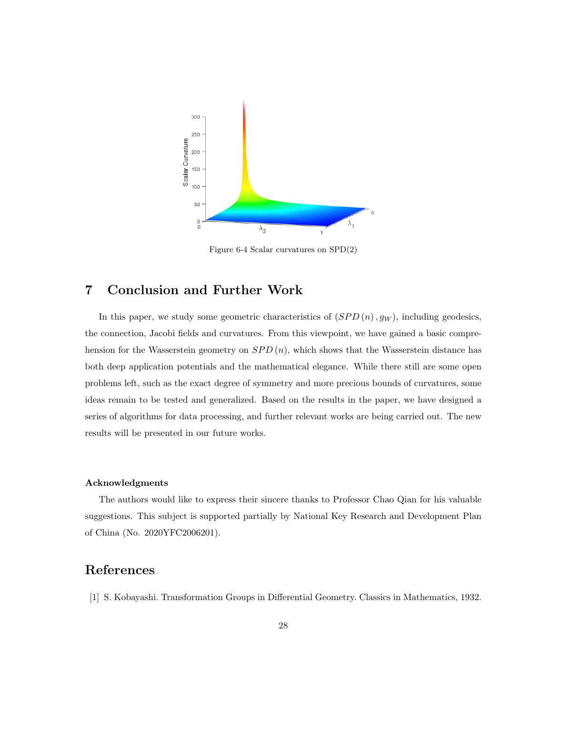Figure 6-4 Scalar curvatures on SPD(2)

## 7 Conclusion and Further Work

In this paper, we study some geometric characteristics of $(SPD\,(n)\,, g_W)$, including geodesics, the connection, Jacobi fields and curvatures. From this viewpoint, we have gained a basic comprehension for the Wasserstein geometry on $SPD\,(n)$, which shows that the Wasserstein distance has both deep application potentials and the mathematical elegance. While there still are some open problems left, such as the exact degree of symmetry and more precious bounds of curvatures, some ideas remain to be tested and generalized. Based on the results in the paper, we have designed a series of algorithms for data processing, and further relevant works are being carried out. The new results will be presented in our future works.

#### Acknowledgments

The authors would like to express their sincere thanks to Professor Chao Qian for his valuable suggestions. This subject is supported partially by National Key Research and Development Plan of China (No. 2020YFC2006201).

## References

[1] S. Kobayashi. Transformation Groups in Differential Geometry. Classics in Mathematics, 1932.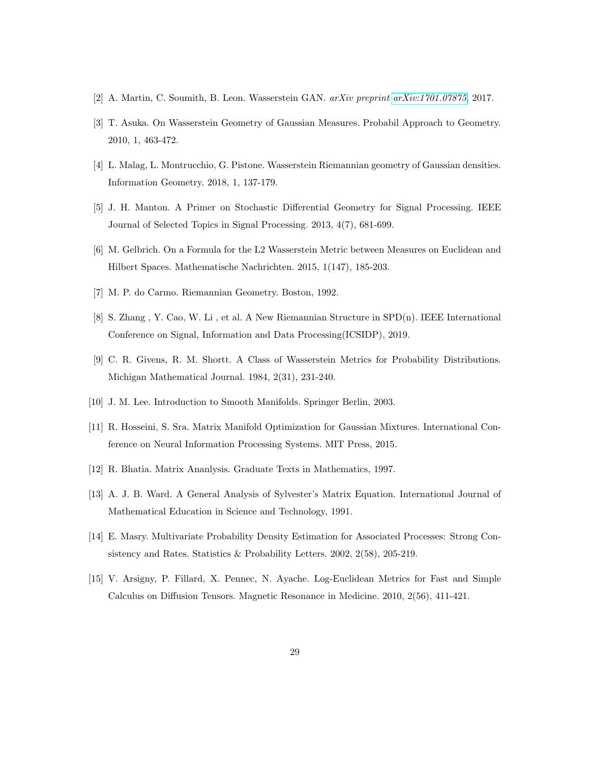[2] A. Martin, C. Soumith, B. Leon. Wasserstein GAN. *arXiv preprint arXiv:1701.07875*, 2017.

[3] T. Asuka. On Wasserstein Geometry of Gaussian Measures. Probabil Approach to Geometry. 2010, 1, 463-472.

[4] L. Malag, L. Montrucchio, G. Pistone. Wasserstein Riemannian geometry of Gaussian densities. Information Geometry. 2018, 1, 137-179.

[5] J. H. Manton. A Primer on Stochastic Differential Geometry for Signal Processing. IEEE Journal of Selected Topics in Signal Processing. 2013, 4(7), 681-699.

[6] M. Gelbrich. On a Formula for the L2 Wasserstein Metric between Measures on Euclidean and Hilbert Spaces. Mathematische Nachrichten. 2015, 1(147), 185-203.

[7] M. P. do Carmo. Riemannian Geometry. Boston, 1992.

[8] S. Zhang , Y. Cao, W. Li , et al. A New Riemannian Structure in SPD(n). IEEE International Conference on Signal, Information and Data Processing(ICSIDP), 2019.

[9] C. R. Givens, R. M. Shortt. A Class of Wasserstein Metrics for Probability Distributions. Michigan Mathematical Journal. 1984, 2(31), 231-240.

[10] J. M. Lee. Introduction to Smooth Manifolds. Springer Berlin, 2003.

[11] R. Hosseini, S. Sra. Matrix Manifold Optimization for Gaussian Mixtures. International Conference on Neural Information Processing Systems. MIT Press, 2015.

[12] R. Bhatia. Matrix Ananlysis. Graduate Texts in Mathematics, 1997.

[13] A. J. B. Ward. A General Analysis of Sylvester's Matrix Equation. International Journal of Mathematical Education in Science and Technology, 1991.

[14] E. Masry. Multivariate Probability Density Estimation for Associated Processes: Strong Consistency and Rates. Statistics & Probability Letters. 2002, 2(58), 205-219.

[15] V. Arsigny, P. Fillard, X. Pennec, N. Ayache. Log-Euclidean Metrics for Fast and Simple Calculus on Diffusion Tensors. Magnetic Resonance in Medicine. 2010, 2(56), 411-421.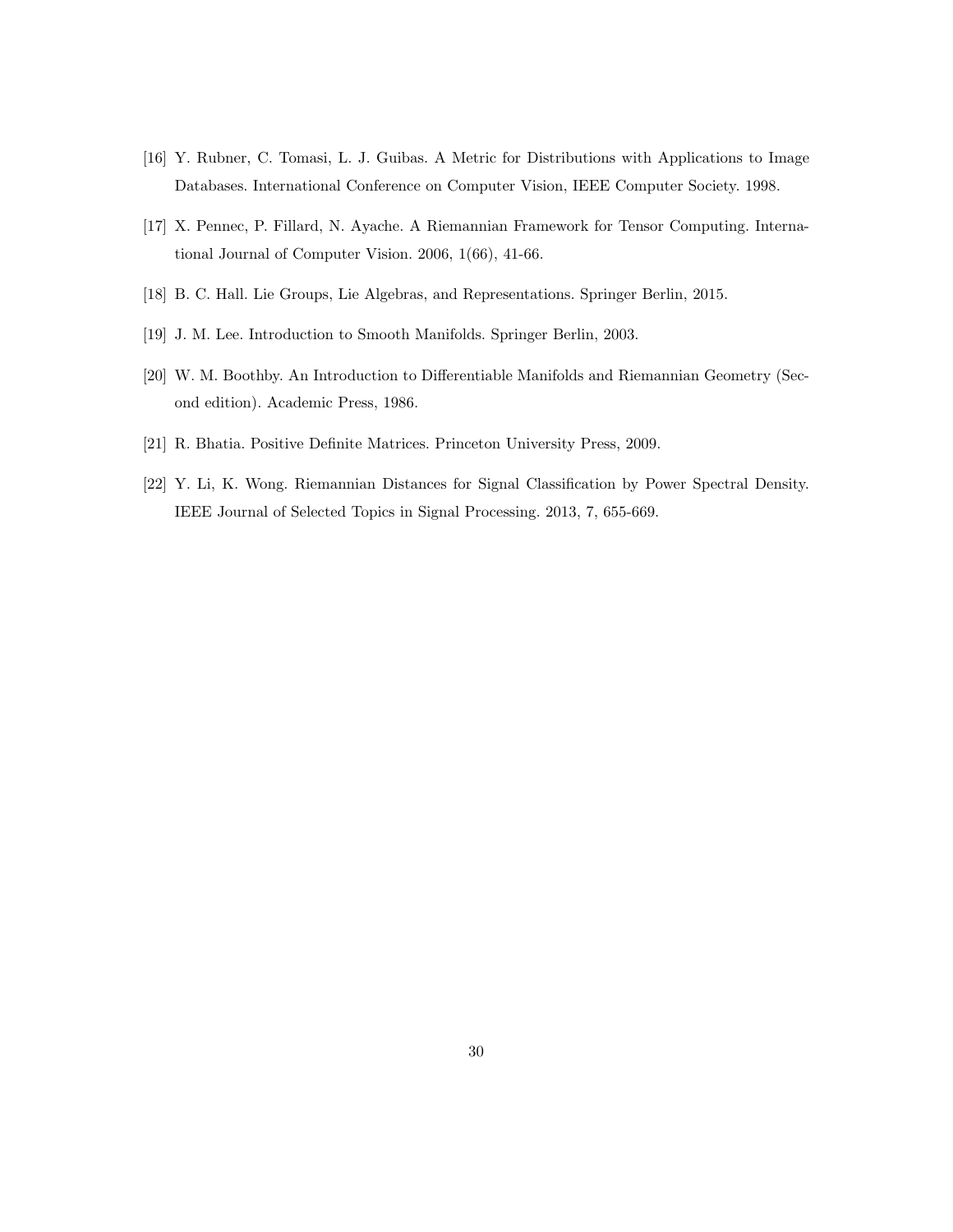[16] Y. Rubner, C. Tomasi, L. J. Guibas. A Metric for Distributions with Applications to Image Databases. International Conference on Computer Vision, IEEE Computer Society. 1998.

[17] X. Pennec, P. Fillard, N. Ayache. A Riemannian Framework for Tensor Computing. International Journal of Computer Vision. 2006, 1(66), 41-66.

[18] B. C. Hall. Lie Groups, Lie Algebras, and Representations. Springer Berlin, 2015.

[19] J. M. Lee. Introduction to Smooth Manifolds. Springer Berlin, 2003.

[20] W. M. Boothby. An Introduction to Differentiable Manifolds and Riemannian Geometry (Second edition). Academic Press, 1986.

[21] R. Bhatia. Positive Definite Matrices. Princeton University Press, 2009.

[22] Y. Li, K. Wong. Riemannian Distances for Signal Classification by Power Spectral Density. IEEE Journal of Selected Topics in Signal Processing. 2013, 7, 655-669.